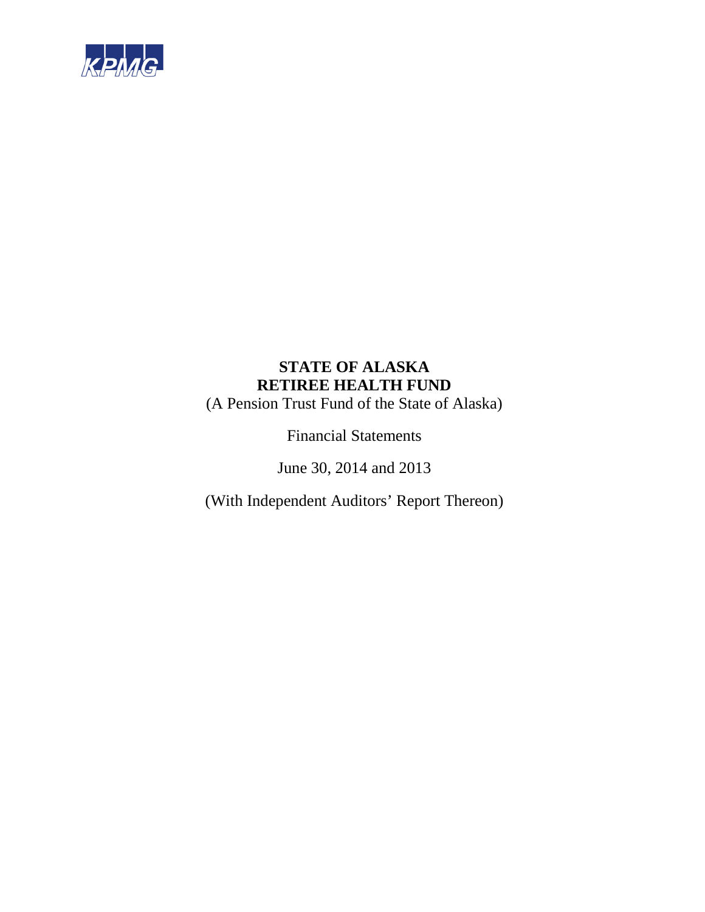KPMG

# STATE OF ALASKA
# RETIREE HEALTH FUND

(A Pension Trust Fund of the State of Alaska)

Financial Statements

June 30, 2014 and 2013

(With Independent Auditors' Report Thereon)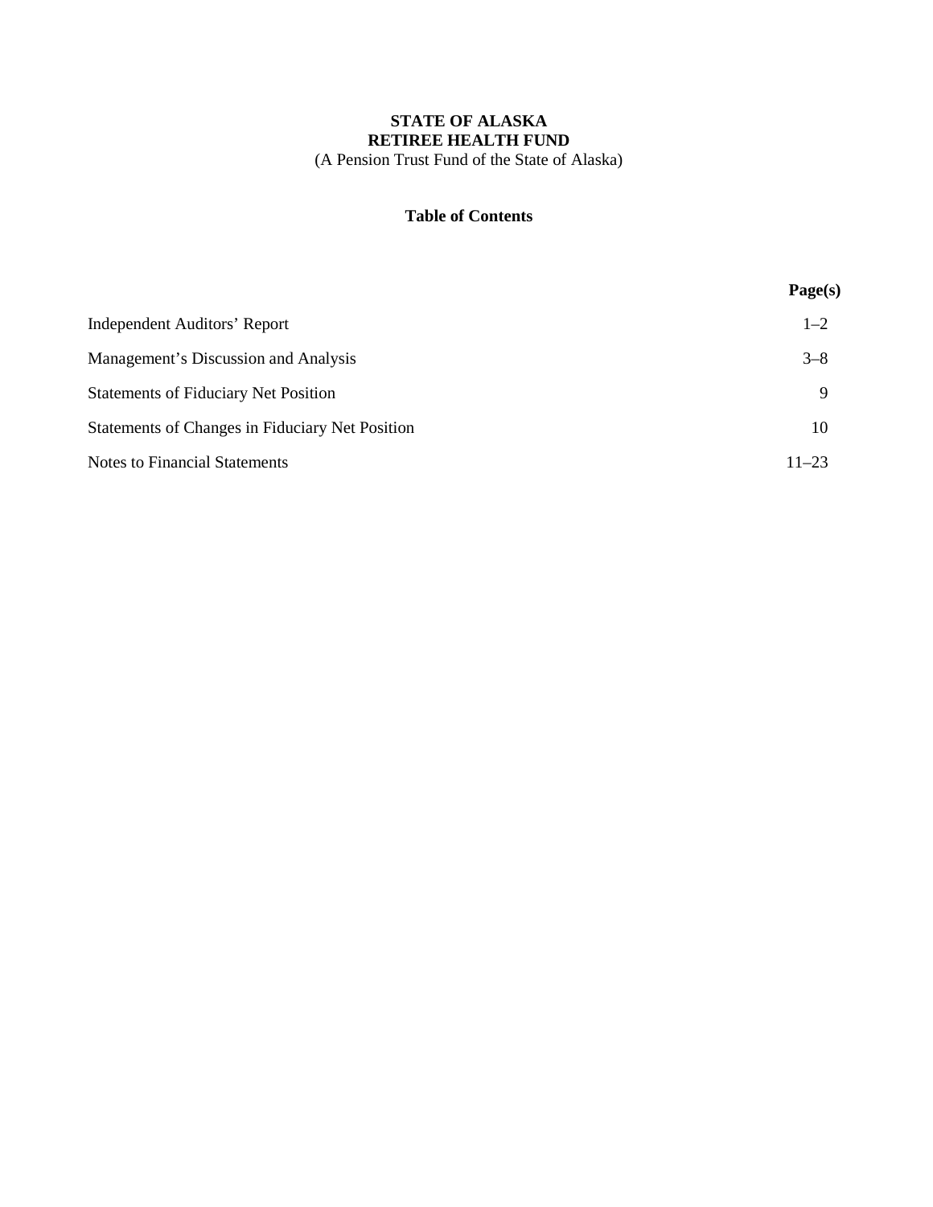**STATE OF ALASKA**
**RETIREE HEALTH FUND**
(A Pension Trust Fund of the State of Alaska)

**Table of Contents**

| | **Page(s)** |
|---|---|
| Independent Auditors' Report | 1–2 |
| Management's Discussion and Analysis | 3–8 |
| Statements of Fiduciary Net Position | 9 |
| Statements of Changes in Fiduciary Net Position | 10 |
| Notes to Financial Statements | 11–23 |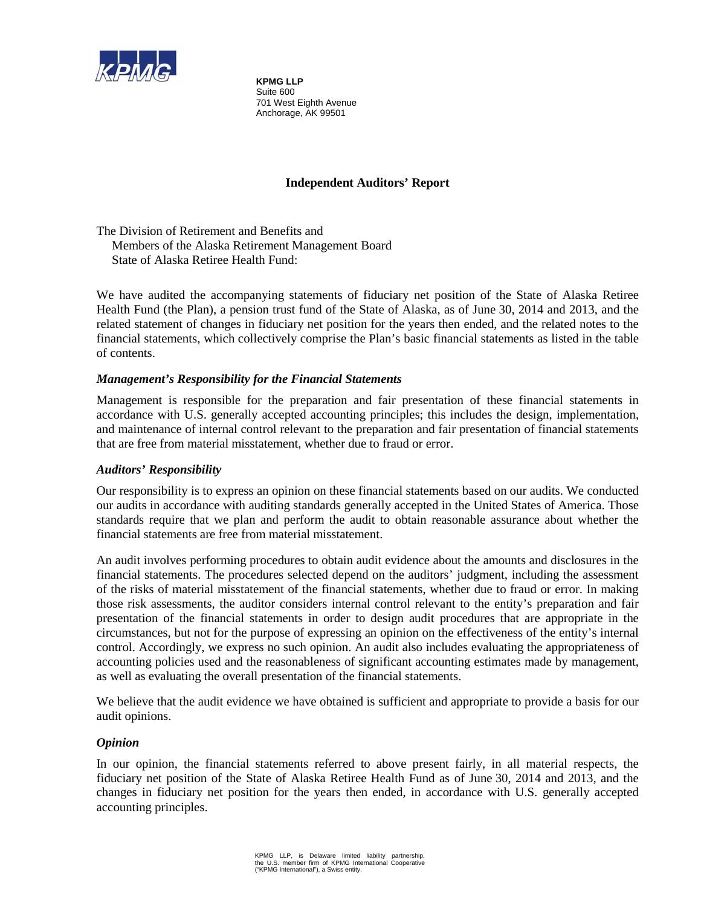**KPMG LLP**
Suite 600
701 West Eighth Avenue
Anchorage, AK 99501

## Independent Auditors' Report

The Division of Retirement and Benefits and
Members of the Alaska Retirement Management Board
State of Alaska Retiree Health Fund:

We have audited the accompanying statements of fiduciary net position of the State of Alaska Retiree Health Fund (the Plan), a pension trust fund of the State of Alaska, as of June 30, 2014 and 2013, and the related statement of changes in fiduciary net position for the years then ended, and the related notes to the financial statements, which collectively comprise the Plan's basic financial statements as listed in the table of contents.

### *Management's Responsibility for the Financial Statements*

Management is responsible for the preparation and fair presentation of these financial statements in accordance with U.S. generally accepted accounting principles; this includes the design, implementation, and maintenance of internal control relevant to the preparation and fair presentation of financial statements that are free from material misstatement, whether due to fraud or error.

### *Auditors' Responsibility*

Our responsibility is to express an opinion on these financial statements based on our audits. We conducted our audits in accordance with auditing standards generally accepted in the United States of America. Those standards require that we plan and perform the audit to obtain reasonable assurance about whether the financial statements are free from material misstatement.

An audit involves performing procedures to obtain audit evidence about the amounts and disclosures in the financial statements. The procedures selected depend on the auditors' judgment, including the assessment of the risks of material misstatement of the financial statements, whether due to fraud or error. In making those risk assessments, the auditor considers internal control relevant to the entity's preparation and fair presentation of the financial statements in order to design audit procedures that are appropriate in the circumstances, but not for the purpose of expressing an opinion on the effectiveness of the entity's internal control. Accordingly, we express no such opinion. An audit also includes evaluating the appropriateness of accounting policies used and the reasonableness of significant accounting estimates made by management, as well as evaluating the overall presentation of the financial statements.

We believe that the audit evidence we have obtained is sufficient and appropriate to provide a basis for our audit opinions.

### *Opinion*

In our opinion, the financial statements referred to above present fairly, in all material respects, the fiduciary net position of the State of Alaska Retiree Health Fund as of June 30, 2014 and 2013, and the changes in fiduciary net position for the years then ended, in accordance with U.S. generally accepted accounting principles.

KPMG LLP, is Delaware limited liability partnership, the U.S. member firm of KPMG International Cooperative ("KPMG International"), a Swiss entity.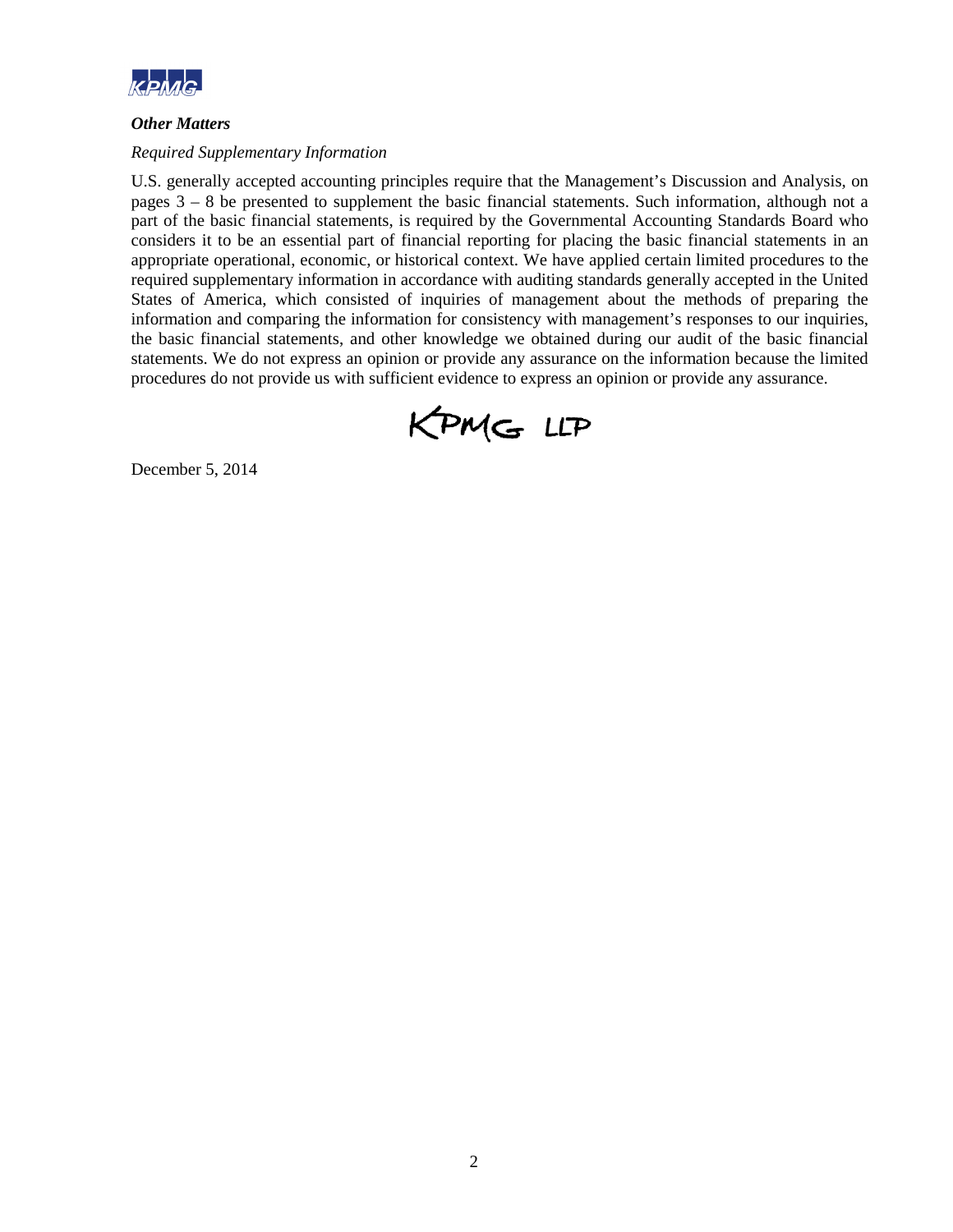### *Other Matters*

*Required Supplementary Information*

U.S. generally accepted accounting principles require that the Management's Discussion and Analysis, on pages 3 – 8 be presented to supplement the basic financial statements. Such information, although not a part of the basic financial statements, is required by the Governmental Accounting Standards Board who considers it to be an essential part of financial reporting for placing the basic financial statements in an appropriate operational, economic, or historical context. We have applied certain limited procedures to the required supplementary information in accordance with auditing standards generally accepted in the United States of America, which consisted of inquiries of management about the methods of preparing the information and comparing the information for consistency with management's responses to our inquiries, the basic financial statements, and other knowledge we obtained during our audit of the basic financial statements. We do not express an opinion or provide any assurance on the information because the limited procedures do not provide us with sufficient evidence to express an opinion or provide any assurance.

KPMG LLP

December 5, 2014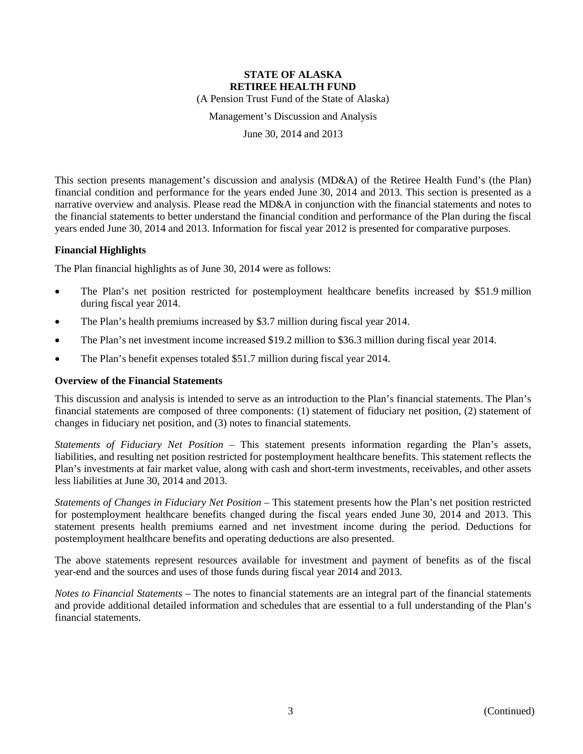# STATE OF ALASKA
# RETIREE HEALTH FUND

(A Pension Trust Fund of the State of Alaska)

Management's Discussion and Analysis

June 30, 2014 and 2013

This section presents management's discussion and analysis (MD&A) of the Retiree Health Fund's (the Plan) financial condition and performance for the years ended June 30, 2014 and 2013. This section is presented as a narrative overview and analysis. Please read the MD&A in conjunction with the financial statements and notes to the financial statements to better understand the financial condition and performance of the Plan during the fiscal years ended June 30, 2014 and 2013. Information for fiscal year 2012 is presented for comparative purposes.

## Financial Highlights

The Plan financial highlights as of June 30, 2014 were as follows:

- The Plan's net position restricted for postemployment healthcare benefits increased by $51.9 million during fiscal year 2014.
- The Plan's health premiums increased by $3.7 million during fiscal year 2014.
- The Plan's net investment income increased $19.2 million to $36.3 million during fiscal year 2014.
- The Plan's benefit expenses totaled $51.7 million during fiscal year 2014.

## Overview of the Financial Statements

This discussion and analysis is intended to serve as an introduction to the Plan's financial statements. The Plan's financial statements are composed of three components: (1) statement of fiduciary net position, (2) statement of changes in fiduciary net position, and (3) notes to financial statements.

*Statements of Fiduciary Net Position* – This statement presents information regarding the Plan's assets, liabilities, and resulting net position restricted for postemployment healthcare benefits. This statement reflects the Plan's investments at fair market value, along with cash and short-term investments, receivables, and other assets less liabilities at June 30, 2014 and 2013.

*Statements of Changes in Fiduciary Net Position* – This statement presents how the Plan's net position restricted for postemployment healthcare benefits changed during the fiscal years ended June 30, 2014 and 2013. This statement presents health premiums earned and net investment income during the period. Deductions for postemployment healthcare benefits and operating deductions are also presented.

The above statements represent resources available for investment and payment of benefits as of the fiscal year-end and the sources and uses of those funds during fiscal year 2014 and 2013.

*Notes to Financial Statements* – The notes to financial statements are an integral part of the financial statements and provide additional detailed information and schedules that are essential to a full understanding of the Plan's financial statements.

(Continued)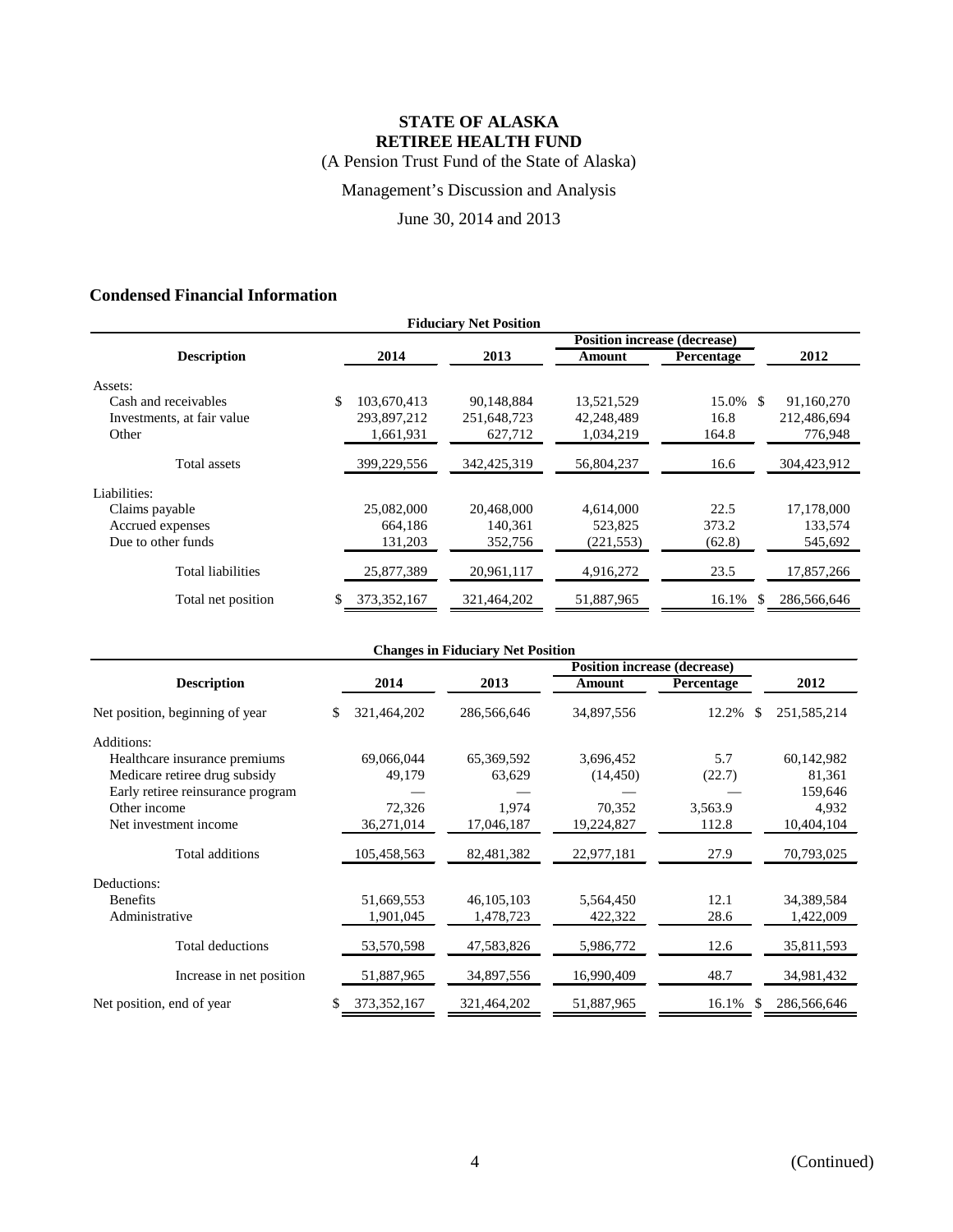# STATE OF ALASKA
# RETIREE HEALTH FUND

(A Pension Trust Fund of the State of Alaska)

Management's Discussion and Analysis

June 30, 2014 and 2013

## Condensed Financial Information

**Fiduciary Net Position**

| Description | 2014 | 2013 | Position increase (decrease) Amount | Position increase (decrease) Percentage | 2012 |
|---|---|---|---|---|---|
| Assets: | | | | | |
| Cash and receivables | $ 103,670,413 | 90,148,884 | 13,521,529 | 15.0% | $ 91,160,270 |
| Investments, at fair value | 293,897,212 | 251,648,723 | 42,248,489 | 16.8 | 212,486,694 |
| Other | 1,661,931 | 627,712 | 1,034,219 | 164.8 | 776,948 |
| Total assets | 399,229,556 | 342,425,319 | 56,804,237 | 16.6 | 304,423,912 |
| Liabilities: | | | | | |
| Claims payable | 25,082,000 | 20,468,000 | 4,614,000 | 22.5 | 17,178,000 |
| Accrued expenses | 664,186 | 140,361 | 523,825 | 373.2 | 133,574 |
| Due to other funds | 131,203 | 352,756 | (221,553) | (62.8) | 545,692 |
| Total liabilities | 25,877,389 | 20,961,117 | 4,916,272 | 23.5 | 17,857,266 |
| Total net position | $ 373,352,167 | 321,464,202 | 51,887,965 | 16.1% | $ 286,566,646 |

**Changes in Fiduciary Net Position**

| Description | 2014 | 2013 | Position increase (decrease) Amount | Position increase (decrease) Percentage | 2012 |
|---|---|---|---|---|---|
| Net position, beginning of year | $ 321,464,202 | 286,566,646 | 34,897,556 | 12.2% | $ 251,585,214 |
| Additions: | | | | | |
| Healthcare insurance premiums | 69,066,044 | 65,369,592 | 3,696,452 | 5.7 | 60,142,982 |
| Medicare retiree drug subsidy | 49,179 | 63,629 | (14,450) | (22.7) | 81,361 |
| Early retiree reinsurance program | — | — | — | — | 159,646 |
| Other income | 72,326 | 1,974 | 70,352 | 3,563.9 | 4,932 |
| Net investment income | 36,271,014 | 17,046,187 | 19,224,827 | 112.8 | 10,404,104 |
| Total additions | 105,458,563 | 82,481,382 | 22,977,181 | 27.9 | 70,793,025 |
| Deductions: | | | | | |
| Benefits | 51,669,553 | 46,105,103 | 5,564,450 | 12.1 | 34,389,584 |
| Administrative | 1,901,045 | 1,478,723 | 422,322 | 28.6 | 1,422,009 |
| Total deductions | 53,570,598 | 47,583,826 | 5,986,772 | 12.6 | 35,811,593 |
| Increase in net position | 51,887,965 | 34,897,556 | 16,990,409 | 48.7 | 34,981,432 |
| Net position, end of year | $ 373,352,167 | 321,464,202 | 51,887,965 | 16.1% | $ 286,566,646 |

(Continued)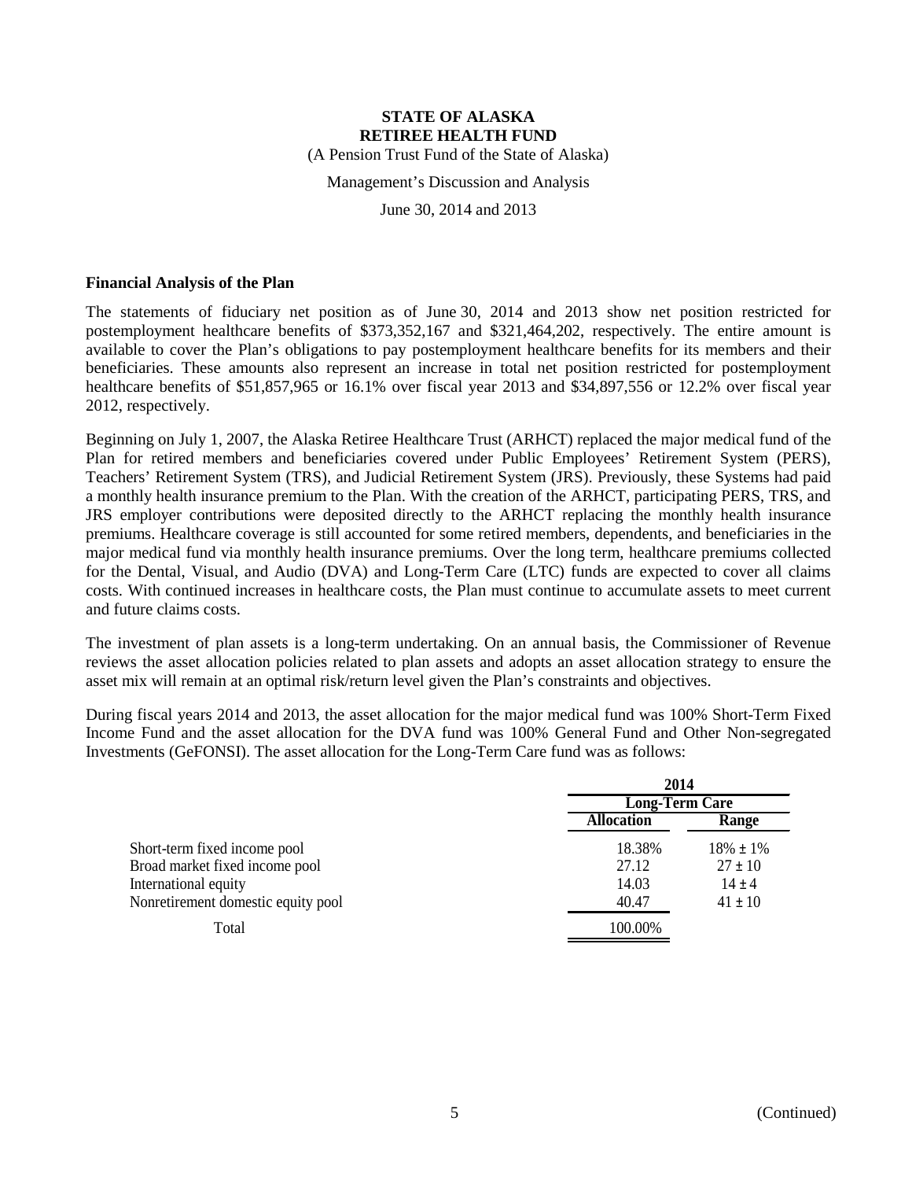# STATE OF ALASKA
# RETIREE HEALTH FUND

(A Pension Trust Fund of the State of Alaska)

Management's Discussion and Analysis

June 30, 2014 and 2013

**Financial Analysis of the Plan**

The statements of fiduciary net position as of June 30, 2014 and 2013 show net position restricted for postemployment healthcare benefits of $373,352,167 and $321,464,202, respectively. The entire amount is available to cover the Plan's obligations to pay postemployment healthcare benefits for its members and their beneficiaries. These amounts also represent an increase in total net position restricted for postemployment healthcare benefits of $51,857,965 or 16.1% over fiscal year 2013 and $34,897,556 or 12.2% over fiscal year 2012, respectively.

Beginning on July 1, 2007, the Alaska Retiree Healthcare Trust (ARHCT) replaced the major medical fund of the Plan for retired members and beneficiaries covered under Public Employees' Retirement System (PERS), Teachers' Retirement System (TRS), and Judicial Retirement System (JRS). Previously, these Systems had paid a monthly health insurance premium to the Plan. With the creation of the ARHCT, participating PERS, TRS, and JRS employer contributions were deposited directly to the ARHCT replacing the monthly health insurance premiums. Healthcare coverage is still accounted for some retired members, dependents, and beneficiaries in the major medical fund via monthly health insurance premiums. Over the long term, healthcare premiums collected for the Dental, Visual, and Audio (DVA) and Long-Term Care (LTC) funds are expected to cover all claims costs. With continued increases in healthcare costs, the Plan must continue to accumulate assets to meet current and future claims costs.

The investment of plan assets is a long-term undertaking. On an annual basis, the Commissioner of Revenue reviews the asset allocation policies related to plan assets and adopts an asset allocation strategy to ensure the asset mix will remain at an optimal risk/return level given the Plan's constraints and objectives.

During fiscal years 2014 and 2013, the asset allocation for the major medical fund was 100% Short-Term Fixed Income Fund and the asset allocation for the DVA fund was 100% General Fund and Other Non-segregated Investments (GeFONSI). The asset allocation for the Long-Term Care fund was as follows:

| | 2014 | |
|---|---|---|
| | Long-Term Care | |
| | Allocation | Range |
| Short-term fixed income pool | 18.38% | 18% ± 1% |
| Broad market fixed income pool | 27.12 | 27 ± 10 |
| International equity | 14.03 | 14 ± 4 |
| Nonretirement domestic equity pool | 40.47 | 41 ± 10 |
| Total | 100.00% | |

(Continued)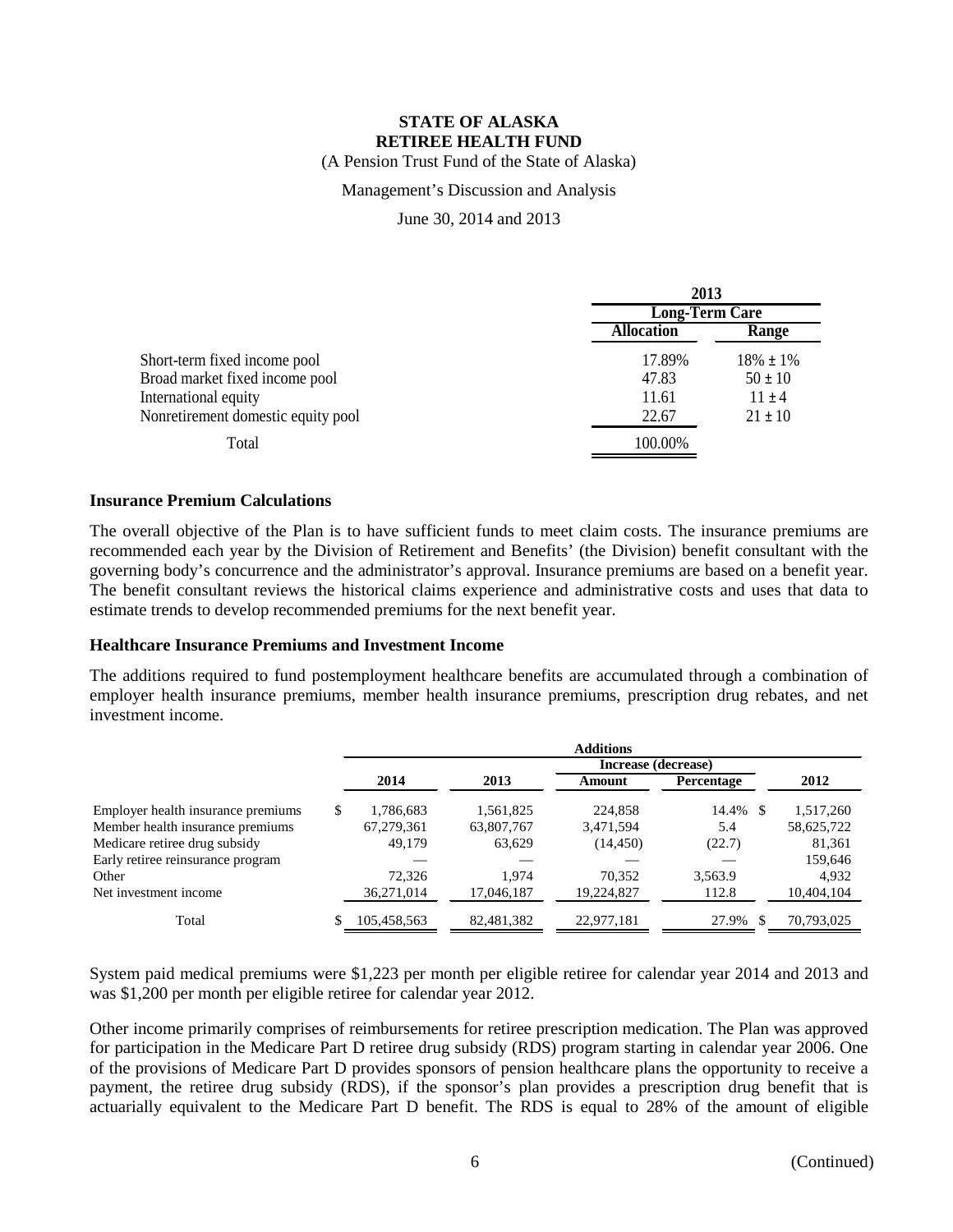|  | 2013 |  |
|---|---|---|
|  | Long-Term Care |  |
|  | Allocation | Range |
| Short-term fixed income pool | 17.89% | 18% ± 1% |
| Broad market fixed income pool | 47.83 | 50 ± 10 |
| International equity | 11.61 | 11 ± 4 |
| Nonretirement domestic equity pool | 22.67 | 21 ± 10 |
| Total | 100.00% |  |

### Insurance Premium Calculations

The overall objective of the Plan is to have sufficient funds to meet claim costs. The insurance premiums are recommended each year by the Division of Retirement and Benefits' (the Division) benefit consultant with the governing body's concurrence and the administrator's approval. Insurance premiums are based on a benefit year. The benefit consultant reviews the historical claims experience and administrative costs and uses that data to estimate trends to develop recommended premiums for the next benefit year.

### Healthcare Insurance Premiums and Investment Income

The additions required to fund postemployment healthcare benefits are accumulated through a combination of employer health insurance premiums, member health insurance premiums, prescription drug rebates, and net investment income.

|  | Additions |  |  |  |  |
|---|---|---|---|---|---|
|  |  |  | Increase (decrease) |  |  |
|  | 2014 | 2013 | Amount | Percentage | 2012 |
| Employer health insurance premiums | $ 1,786,683 | 1,561,825 | 224,858 | 14.4% | $ 1,517,260 |
| Member health insurance premiums | 67,279,361 | 63,807,767 | 3,471,594 | 5.4 | 58,625,722 |
| Medicare retiree drug subsidy | 49,179 | 63,629 | (14,450) | (22.7) | 81,361 |
| Early retiree reinsurance program | — | — | — | — | 159,646 |
| Other | 72,326 | 1,974 | 70,352 | 3,563.9 | 4,932 |
| Net investment income | 36,271,014 | 17,046,187 | 19,224,827 | 112.8 | 10,404,104 |
| Total | $ 105,458,563 | 82,481,382 | 22,977,181 | 27.9% | $ 70,793,025 |

System paid medical premiums were $1,223 per month per eligible retiree for calendar year 2014 and 2013 and was $1,200 per month per eligible retiree for calendar year 2012.

Other income primarily comprises of reimbursements for retiree prescription medication. The Plan was approved for participation in the Medicare Part D retiree drug subsidy (RDS) program starting in calendar year 2006. One of the provisions of Medicare Part D provides sponsors of pension healthcare plans the opportunity to receive a payment, the retiree drug subsidy (RDS), if the sponsor's plan provides a prescription drug benefit that is actuarially equivalent to the Medicare Part D benefit. The RDS is equal to 28% of the amount of eligible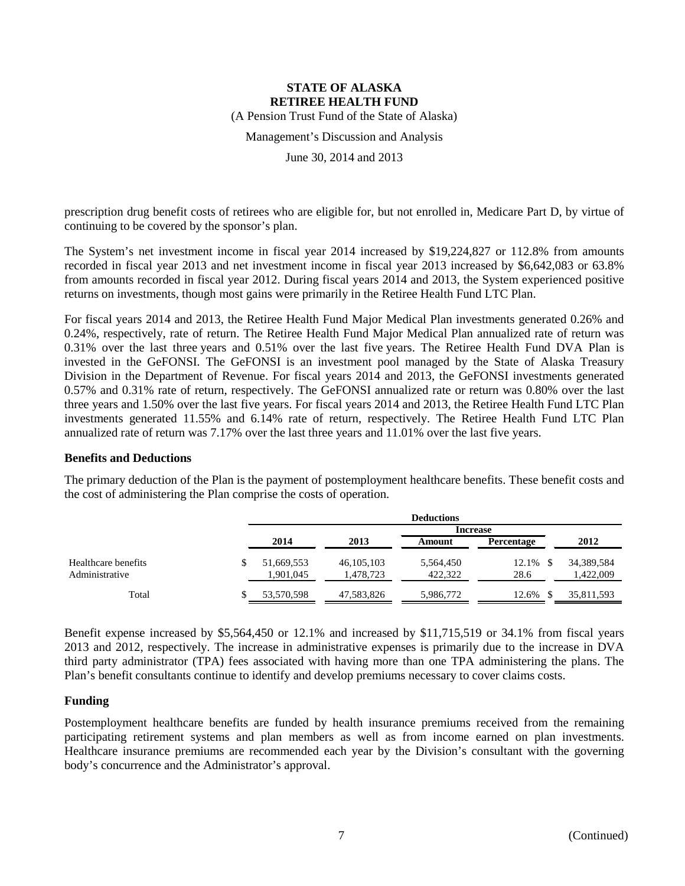prescription drug benefit costs of retirees who are eligible for, but not enrolled in, Medicare Part D, by virtue of continuing to be covered by the sponsor's plan.

The System's net investment income in fiscal year 2014 increased by $19,224,827 or 112.8% from amounts recorded in fiscal year 2013 and net investment income in fiscal year 2013 increased by $6,642,083 or 63.8% from amounts recorded in fiscal year 2012. During fiscal years 2014 and 2013, the System experienced positive returns on investments, though most gains were primarily in the Retiree Health Fund LTC Plan.

For fiscal years 2014 and 2013, the Retiree Health Fund Major Medical Plan investments generated 0.26% and 0.24%, respectively, rate of return. The Retiree Health Fund Major Medical Plan annualized rate of return was 0.31% over the last three years and 0.51% over the last five years. The Retiree Health Fund DVA Plan is invested in the GeFONSI. The GeFONSI is an investment pool managed by the State of Alaska Treasury Division in the Department of Revenue. For fiscal years 2014 and 2013, the GeFONSI investments generated 0.57% and 0.31% rate of return, respectively. The GeFONSI annualized rate or return was 0.80% over the last three years and 1.50% over the last five years. For fiscal years 2014 and 2013, the Retiree Health Fund LTC Plan investments generated 11.55% and 6.14% rate of return, respectively. The Retiree Health Fund LTC Plan annualized rate of return was 7.17% over the last three years and 11.01% over the last five years.

### Benefits and Deductions

The primary deduction of the Plan is the payment of postemployment healthcare benefits. These benefit costs and the cost of administering the Plan comprise the costs of operation.

| | Deductions | | | | |
|---|---|---|---|---|---|
| | | | Increase | | |
| | 2014 | 2013 | Amount | Percentage | 2012 |
| Healthcare benefits | $ 51,669,553 | 46,105,103 | 5,564,450 | 12.1% | $ 34,389,584 |
| Administrative | 1,901,045 | 1,478,723 | 422,322 | 28.6 | 1,422,009 |
| Total | $ 53,570,598 | 47,583,826 | 5,986,772 | 12.6% | $ 35,811,593 |

Benefit expense increased by $5,564,450 or 12.1% and increased by $11,715,519 or 34.1% from fiscal years 2013 and 2012, respectively. The increase in administrative expenses is primarily due to the increase in DVA third party administrator (TPA) fees associated with having more than one TPA administering the plans. The Plan's benefit consultants continue to identify and develop premiums necessary to cover claims costs.

### Funding

Postemployment healthcare benefits are funded by health insurance premiums received from the remaining participating retirement systems and plan members as well as from income earned on plan investments. Healthcare insurance premiums are recommended each year by the Division's consultant with the governing body's concurrence and the Administrator's approval.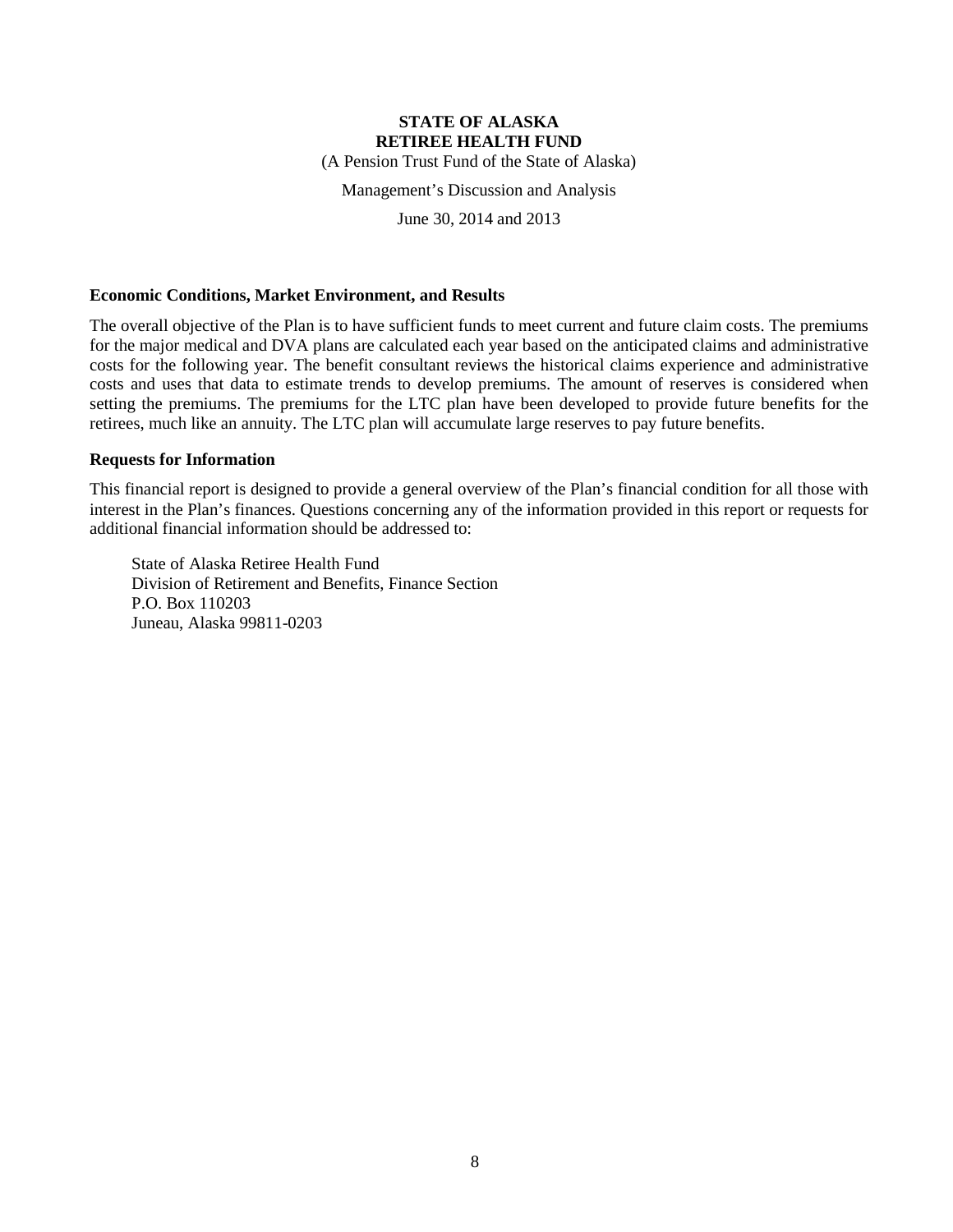**STATE OF ALASKA**
**RETIREE HEALTH FUND**

(A Pension Trust Fund of the State of Alaska)

Management's Discussion and Analysis

June 30, 2014 and 2013

### Economic Conditions, Market Environment, and Results

The overall objective of the Plan is to have sufficient funds to meet current and future claim costs. The premiums for the major medical and DVA plans are calculated each year based on the anticipated claims and administrative costs for the following year. The benefit consultant reviews the historical claims experience and administrative costs and uses that data to estimate trends to develop premiums. The amount of reserves is considered when setting the premiums. The premiums for the LTC plan have been developed to provide future benefits for the retirees, much like an annuity. The LTC plan will accumulate large reserves to pay future benefits.

### Requests for Information

This financial report is designed to provide a general overview of the Plan's financial condition for all those with interest in the Plan's finances. Questions concerning any of the information provided in this report or requests for additional financial information should be addressed to:

State of Alaska Retiree Health Fund
Division of Retirement and Benefits, Finance Section
P.O. Box 110203
Juneau, Alaska 99811-0203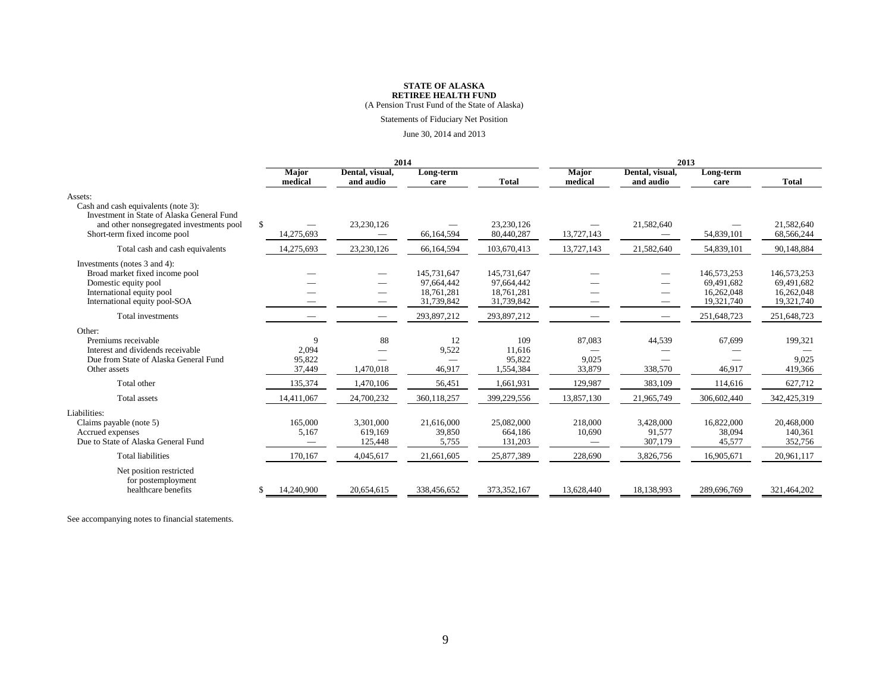**STATE OF ALASKA**
**RETIREE HEALTH FUND**
(A Pension Trust Fund of the State of Alaska)

Statements of Fiduciary Net Position

June 30, 2014 and 2013

| | 2014 | | | | 2013 | | | |
|---|---|---|---|---|---|---|---|---|
| | **Major medical** | **Dental, visual, and audio** | **Long-term care** | **Total** | **Major medical** | **Dental, visual, and audio** | **Long-term care** | **Total** |
| Assets: | | | | | | | | |
| Cash and cash equivalents (note 3): | | | | | | | | |
| Investment in State of Alaska General Fund and other nonsegregated investments pool | $ — | 23,230,126 | — | 23,230,126 | — | 21,582,640 | — | 21,582,640 |
| Short-term fixed income pool | 14,275,693 | — | 66,164,594 | 80,440,287 | 13,727,143 | — | 54,839,101 | 68,566,244 |
| Total cash and cash equivalents | 14,275,693 | 23,230,126 | 66,164,594 | 103,670,413 | 13,727,143 | 21,582,640 | 54,839,101 | 90,148,884 |
| Investments (notes 3 and 4): | | | | | | | | |
| Broad market fixed income pool | — | — | 145,731,647 | 145,731,647 | — | — | 146,573,253 | 146,573,253 |
| Domestic equity pool | — | — | 97,664,442 | 97,664,442 | — | — | 69,491,682 | 69,491,682 |
| International equity pool | — | — | 18,761,281 | 18,761,281 | — | — | 16,262,048 | 16,262,048 |
| International equity pool-SOA | — | — | 31,739,842 | 31,739,842 | — | — | 19,321,740 | 19,321,740 |
| Total investments | — | — | 293,897,212 | 293,897,212 | — | — | 251,648,723 | 251,648,723 |
| Other: | | | | | | | | |
| Premiums receivable | 9 | 88 | 12 | 109 | 87,083 | 44,539 | 67,699 | 199,321 |
| Interest and dividends receivable | 2,094 | — | 9,522 | 11,616 | — | — | — | — |
| Due from State of Alaska General Fund | 95,822 | — | — | 95,822 | 9,025 | — | — | 9,025 |
| Other assets | 37,449 | 1,470,018 | 46,917 | 1,554,384 | 33,879 | 338,570 | 46,917 | 419,366 |
| Total other | 135,374 | 1,470,106 | 56,451 | 1,661,931 | 129,987 | 383,109 | 114,616 | 627,712 |
| Total assets | 14,411,067 | 24,700,232 | 360,118,257 | 399,229,556 | 13,857,130 | 21,965,749 | 306,602,440 | 342,425,319 |
| Liabilities: | | | | | | | | |
| Claims payable (note 5) | 165,000 | 3,301,000 | 21,616,000 | 25,082,000 | 218,000 | 3,428,000 | 16,822,000 | 20,468,000 |
| Accrued expenses | 5,167 | 619,169 | 39,850 | 664,186 | 10,690 | 91,577 | 38,094 | 140,361 |
| Due to State of Alaska General Fund | — | 125,448 | 5,755 | 131,203 | — | 307,179 | 45,577 | 352,756 |
| Total liabilities | 170,167 | 4,045,617 | 21,661,605 | 25,877,389 | 228,690 | 3,826,756 | 16,905,671 | 20,961,117 |
| Net position restricted for postemployment healthcare benefits | $ 14,240,900 | 20,654,615 | 338,456,652 | 373,352,167 | 13,628,440 | 18,138,993 | 289,696,769 | 321,464,202 |

See accompanying notes to financial statements.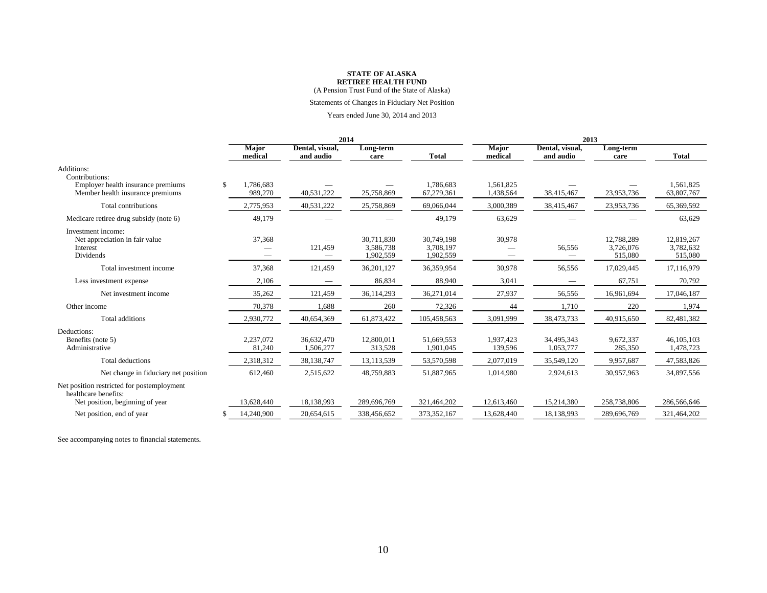**STATE OF ALASKA**
**RETIREE HEALTH FUND**
(A Pension Trust Fund of the State of Alaska)

Statements of Changes in Fiduciary Net Position

Years ended June 30, 2014 and 2013

| | 2014 | | | | 2013 | | | |
|---|---|---|---|---|---|---|---|---|
| | **Major medical** | **Dental, visual, and audio** | **Long-term care** | **Total** | **Major medical** | **Dental, visual, and audio** | **Long-term care** | **Total** |
| Additions: | | | | | | | | |
| Contributions: | | | | | | | | |
| Employer health insurance premiums | $ 1,786,683 | — | — | 1,786,683 | 1,561,825 | — | — | 1,561,825 |
| Member health insurance premiums | 989,270 | 40,531,222 | 25,758,869 | 67,279,361 | 1,438,564 | 38,415,467 | 23,953,736 | 63,807,767 |
| Total contributions | 2,775,953 | 40,531,222 | 25,758,869 | 69,066,044 | 3,000,389 | 38,415,467 | 23,953,736 | 65,369,592 |
| Medicare retiree drug subsidy (note 6) | 49,179 | — | — | 49,179 | 63,629 | — | — | 63,629 |
| Investment income: | | | | | | | | |
| Net appreciation in fair value | 37,368 | — | 30,711,830 | 30,749,198 | 30,978 | — | 12,788,289 | 12,819,267 |
| Interest | — | 121,459 | 3,586,738 | 3,708,197 | — | 56,556 | 3,726,076 | 3,782,632 |
| Dividends | — | — | 1,902,559 | 1,902,559 | — | — | 515,080 | 515,080 |
| Total investment income | 37,368 | 121,459 | 36,201,127 | 36,359,954 | 30,978 | 56,556 | 17,029,445 | 17,116,979 |
| Less investment expense | 2,106 | — | 86,834 | 88,940 | 3,041 | — | 67,751 | 70,792 |
| Net investment income | 35,262 | 121,459 | 36,114,293 | 36,271,014 | 27,937 | 56,556 | 16,961,694 | 17,046,187 |
| Other income | 70,378 | 1,688 | 260 | 72,326 | 44 | 1,710 | 220 | 1,974 |
| Total additions | 2,930,772 | 40,654,369 | 61,873,422 | 105,458,563 | 3,091,999 | 38,473,733 | 40,915,650 | 82,481,382 |
| Deductions: | | | | | | | | |
| Benefits (note 5) | 2,237,072 | 36,632,470 | 12,800,011 | 51,669,553 | 1,937,423 | 34,495,343 | 9,672,337 | 46,105,103 |
| Administrative | 81,240 | 1,506,277 | 313,528 | 1,901,045 | 139,596 | 1,053,777 | 285,350 | 1,478,723 |
| Total deductions | 2,318,312 | 38,138,747 | 13,113,539 | 53,570,598 | 2,077,019 | 35,549,120 | 9,957,687 | 47,583,826 |
| Net change in fiduciary net position | 612,460 | 2,515,622 | 48,759,883 | 51,887,965 | 1,014,980 | 2,924,613 | 30,957,963 | 34,897,556 |
| Net position restricted for postemployment healthcare benefits: | | | | | | | | |
| Net position, beginning of year | 13,628,440 | 18,138,993 | 289,696,769 | 321,464,202 | 12,613,460 | 15,214,380 | 258,738,806 | 286,566,646 |
| Net position, end of year | $ 14,240,900 | 20,654,615 | 338,456,652 | 373,352,167 | 13,628,440 | 18,138,993 | 289,696,769 | 321,464,202 |

See accompanying notes to financial statements.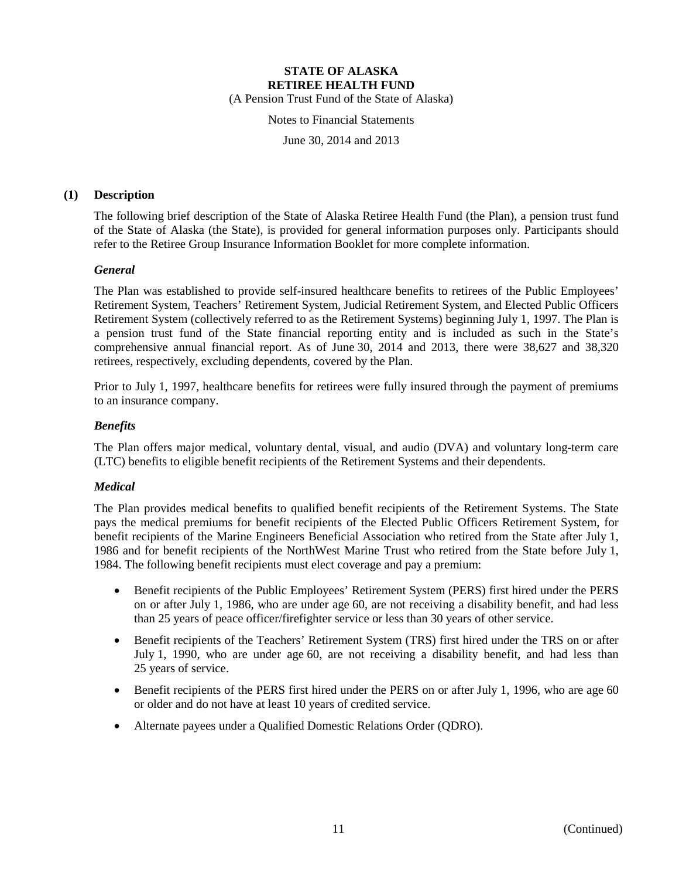# STATE OF ALASKA
# RETIREE HEALTH FUND

(A Pension Trust Fund of the State of Alaska)

Notes to Financial Statements

June 30, 2014 and 2013

## (1) Description

The following brief description of the State of Alaska Retiree Health Fund (the Plan), a pension trust fund of the State of Alaska (the State), is provided for general information purposes only. Participants should refer to the Retiree Group Insurance Information Booklet for more complete information.

### *General*

The Plan was established to provide self-insured healthcare benefits to retirees of the Public Employees' Retirement System, Teachers' Retirement System, Judicial Retirement System, and Elected Public Officers Retirement System (collectively referred to as the Retirement Systems) beginning July 1, 1997. The Plan is a pension trust fund of the State financial reporting entity and is included as such in the State's comprehensive annual financial report. As of June 30, 2014 and 2013, there were 38,627 and 38,320 retirees, respectively, excluding dependents, covered by the Plan.

Prior to July 1, 1997, healthcare benefits for retirees were fully insured through the payment of premiums to an insurance company.

### *Benefits*

The Plan offers major medical, voluntary dental, visual, and audio (DVA) and voluntary long-term care (LTC) benefits to eligible benefit recipients of the Retirement Systems and their dependents.

### *Medical*

The Plan provides medical benefits to qualified benefit recipients of the Retirement Systems. The State pays the medical premiums for benefit recipients of the Elected Public Officers Retirement System, for benefit recipients of the Marine Engineers Beneficial Association who retired from the State after July 1, 1986 and for benefit recipients of the NorthWest Marine Trust who retired from the State before July 1, 1984. The following benefit recipients must elect coverage and pay a premium:

- Benefit recipients of the Public Employees' Retirement System (PERS) first hired under the PERS on or after July 1, 1986, who are under age 60, are not receiving a disability benefit, and had less than 25 years of peace officer/firefighter service or less than 30 years of other service.
- Benefit recipients of the Teachers' Retirement System (TRS) first hired under the TRS on or after July 1, 1990, who are under age 60, are not receiving a disability benefit, and had less than 25 years of service.
- Benefit recipients of the PERS first hired under the PERS on or after July 1, 1996, who are age 60 or older and do not have at least 10 years of credited service.
- Alternate payees under a Qualified Domestic Relations Order (QDRO).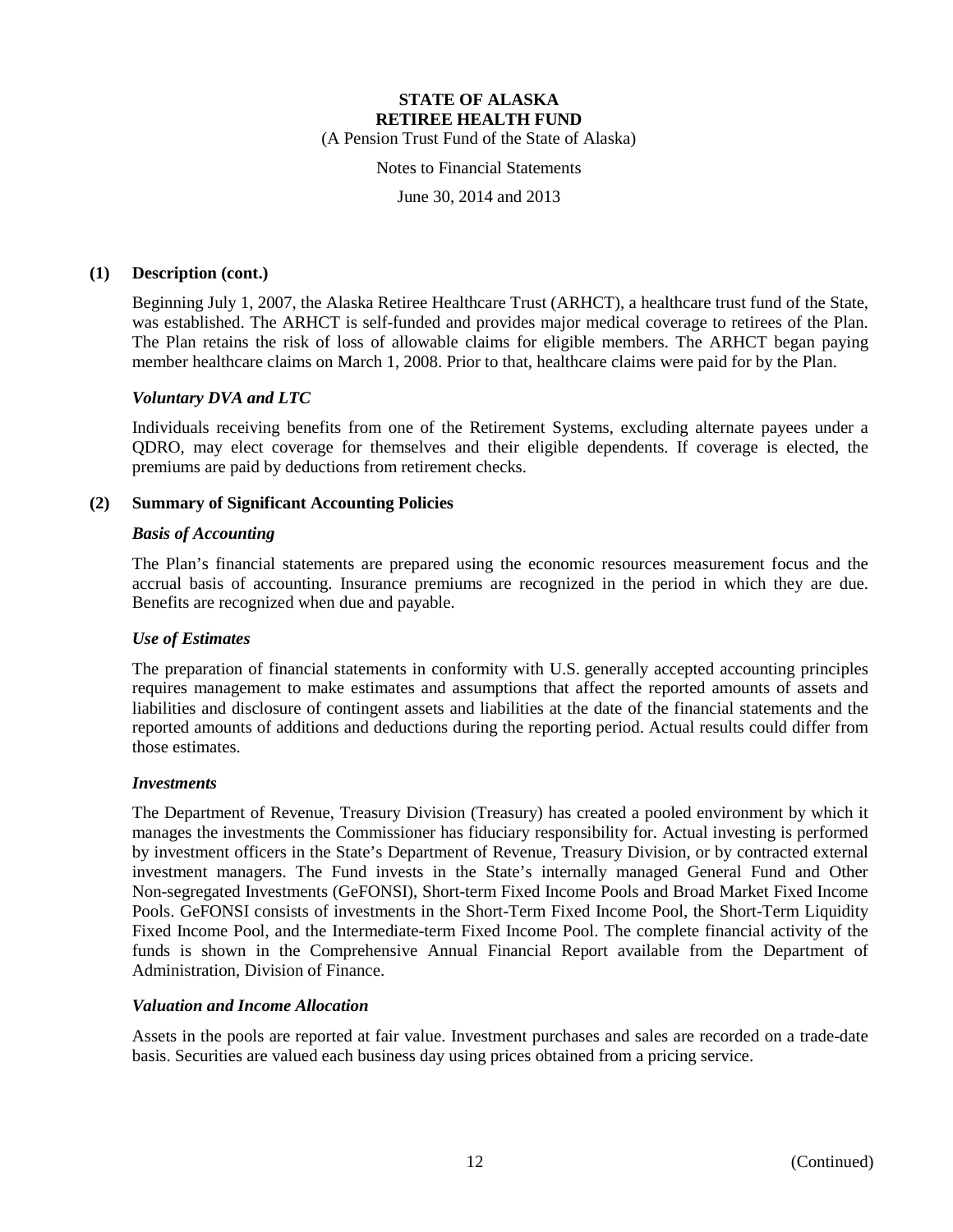## (1) Description (cont.)

Beginning July 1, 2007, the Alaska Retiree Healthcare Trust (ARHCT), a healthcare trust fund of the State, was established. The ARHCT is self-funded and provides major medical coverage to retirees of the Plan. The Plan retains the risk of loss of allowable claims for eligible members. The ARHCT began paying member healthcare claims on March 1, 2008. Prior to that, healthcare claims were paid for by the Plan.

### *Voluntary DVA and LTC*

Individuals receiving benefits from one of the Retirement Systems, excluding alternate payees under a QDRO, may elect coverage for themselves and their eligible dependents. If coverage is elected, the premiums are paid by deductions from retirement checks.

## (2) Summary of Significant Accounting Policies

### *Basis of Accounting*

The Plan's financial statements are prepared using the economic resources measurement focus and the accrual basis of accounting. Insurance premiums are recognized in the period in which they are due. Benefits are recognized when due and payable.

### *Use of Estimates*

The preparation of financial statements in conformity with U.S. generally accepted accounting principles requires management to make estimates and assumptions that affect the reported amounts of assets and liabilities and disclosure of contingent assets and liabilities at the date of the financial statements and the reported amounts of additions and deductions during the reporting period. Actual results could differ from those estimates.

### *Investments*

The Department of Revenue, Treasury Division (Treasury) has created a pooled environment by which it manages the investments the Commissioner has fiduciary responsibility for. Actual investing is performed by investment officers in the State's Department of Revenue, Treasury Division, or by contracted external investment managers. The Fund invests in the State's internally managed General Fund and Other Non-segregated Investments (GeFONSI), Short-term Fixed Income Pools and Broad Market Fixed Income Pools. GeFONSI consists of investments in the Short-Term Fixed Income Pool, the Short-Term Liquidity Fixed Income Pool, and the Intermediate-term Fixed Income Pool. The complete financial activity of the funds is shown in the Comprehensive Annual Financial Report available from the Department of Administration, Division of Finance.

### *Valuation and Income Allocation*

Assets in the pools are reported at fair value. Investment purchases and sales are recorded on a trade-date basis. Securities are valued each business day using prices obtained from a pricing service.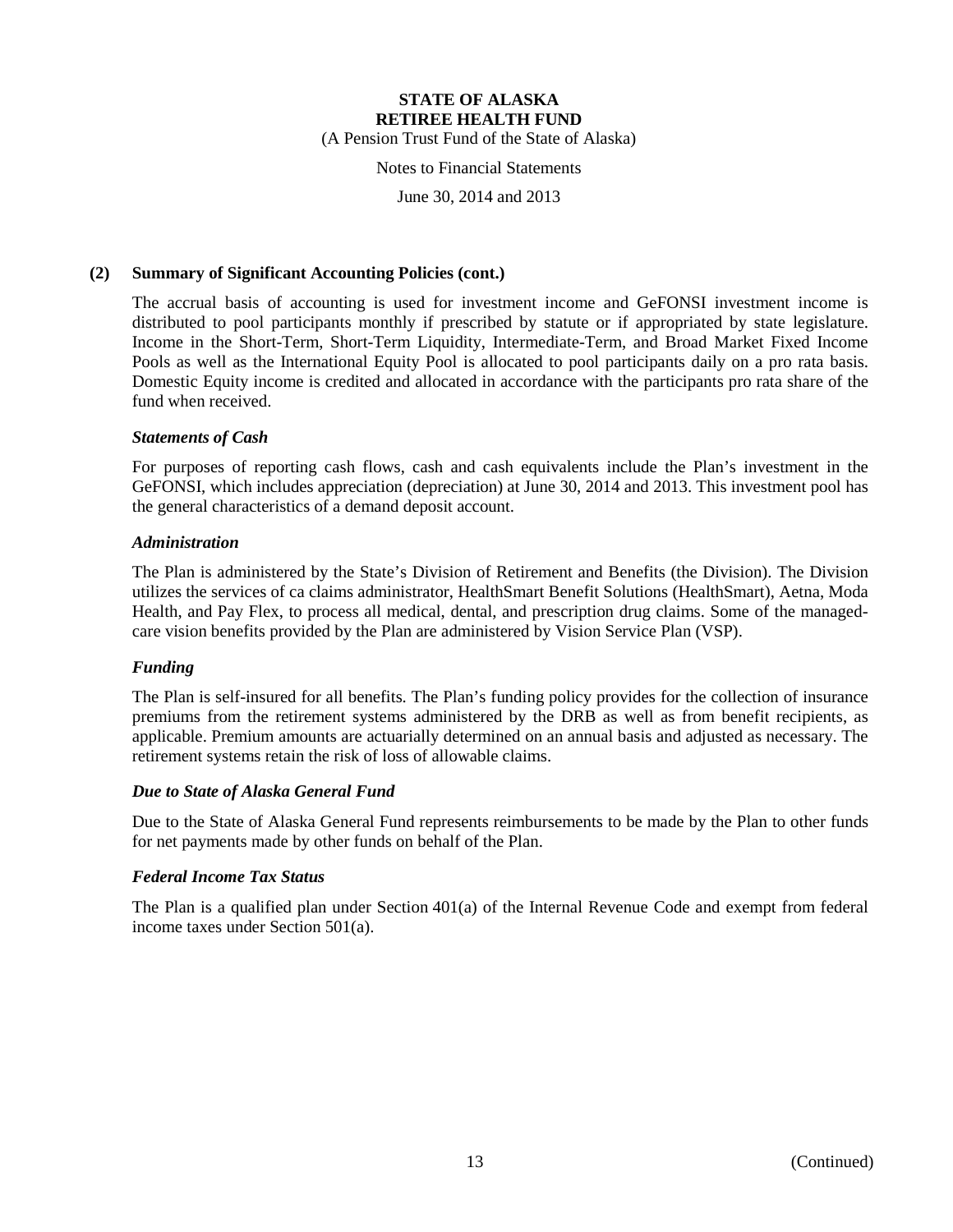## (2) Summary of Significant Accounting Policies (cont.)

The accrual basis of accounting is used for investment income and GeFONSI investment income is distributed to pool participants monthly if prescribed by statute or if appropriated by state legislature. Income in the Short-Term, Short-Term Liquidity, Intermediate-Term, and Broad Market Fixed Income Pools as well as the International Equity Pool is allocated to pool participants daily on a pro rata basis. Domestic Equity income is credited and allocated in accordance with the participants pro rata share of the fund when received.

### *Statements of Cash*

For purposes of reporting cash flows, cash and cash equivalents include the Plan's investment in the GeFONSI, which includes appreciation (depreciation) at June 30, 2014 and 2013. This investment pool has the general characteristics of a demand deposit account.

### *Administration*

The Plan is administered by the State's Division of Retirement and Benefits (the Division). The Division utilizes the services of ca claims administrator, HealthSmart Benefit Solutions (HealthSmart), Aetna, Moda Health, and Pay Flex, to process all medical, dental, and prescription drug claims. Some of the managed-care vision benefits provided by the Plan are administered by Vision Service Plan (VSP).

### *Funding*

The Plan is self-insured for all benefits. The Plan's funding policy provides for the collection of insurance premiums from the retirement systems administered by the DRB as well as from benefit recipients, as applicable. Premium amounts are actuarially determined on an annual basis and adjusted as necessary. The retirement systems retain the risk of loss of allowable claims.

### *Due to State of Alaska General Fund*

Due to the State of Alaska General Fund represents reimbursements to be made by the Plan to other funds for net payments made by other funds on behalf of the Plan.

### *Federal Income Tax Status*

The Plan is a qualified plan under Section 401(a) of the Internal Revenue Code and exempt from federal income taxes under Section 501(a).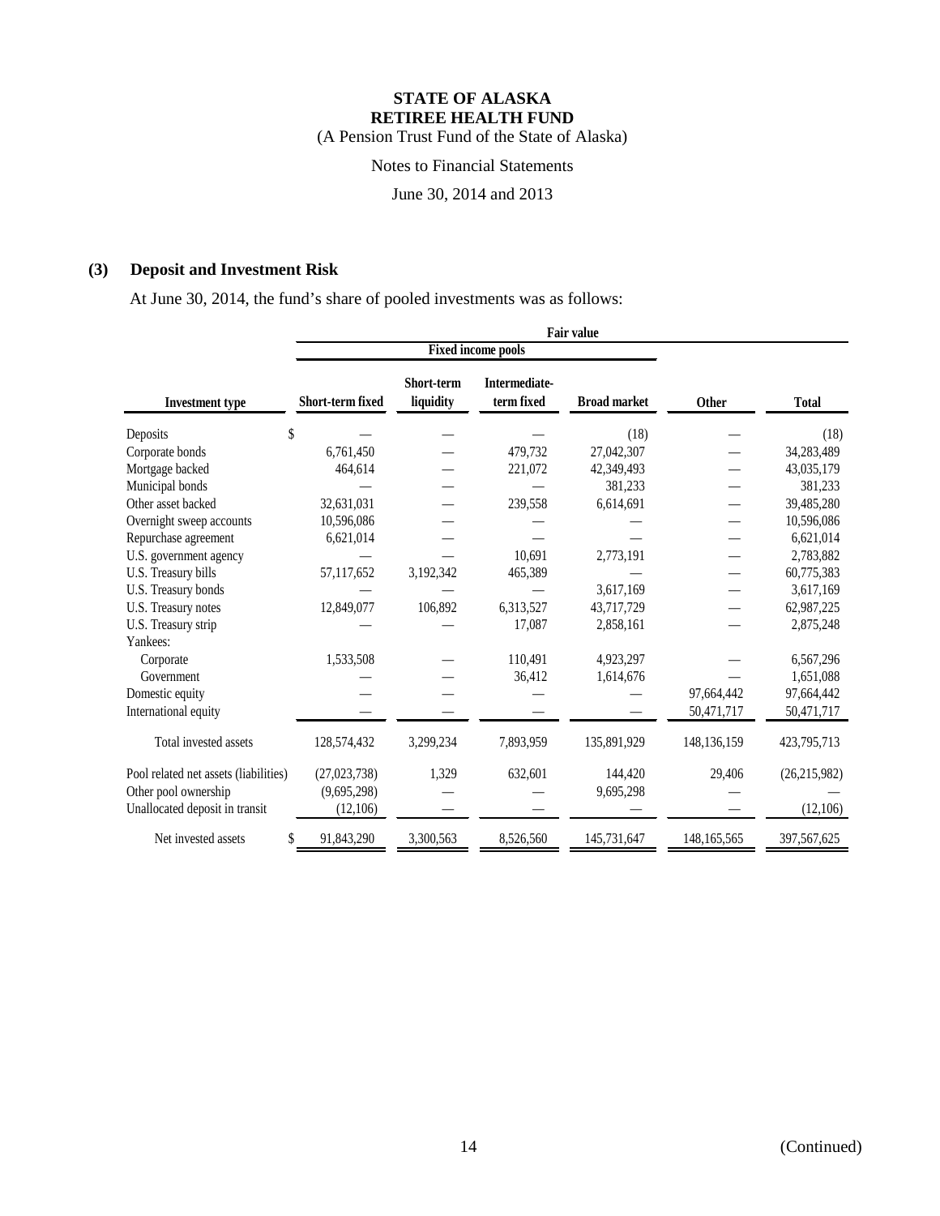# STATE OF ALASKA
# RETIREE HEALTH FUND

(A Pension Trust Fund of the State of Alaska)

Notes to Financial Statements

June 30, 2014 and 2013

## (3) Deposit and Investment Risk

At June 30, 2014, the fund's share of pooled investments was as follows:

| | Fair value | | | | | |
|---|---|---|---|---|---|---|
| | Fixed income pools | | | | | |
| Investment type | Short-term fixed | Short-term liquidity | Intermediate-term fixed | Broad market | Other | Total |
| Deposits | $ — | — | — | (18) | — | (18) |
| Corporate bonds | 6,761,450 | — | 479,732 | 27,042,307 | — | 34,283,489 |
| Mortgage backed | 464,614 | — | 221,072 | 42,349,493 | — | 43,035,179 |
| Municipal bonds | — | — | — | 381,233 | — | 381,233 |
| Other asset backed | 32,631,031 | — | 239,558 | 6,614,691 | — | 39,485,280 |
| Overnight sweep accounts | 10,596,086 | — | — | — | — | 10,596,086 |
| Repurchase agreement | 6,621,014 | — | — | — | — | 6,621,014 |
| U.S. government agency | — | — | 10,691 | 2,773,191 | — | 2,783,882 |
| U.S. Treasury bills | 57,117,652 | 3,192,342 | 465,389 | — | — | 60,775,383 |
| U.S. Treasury bonds | — | — | — | 3,617,169 | — | 3,617,169 |
| U.S. Treasury notes | 12,849,077 | 106,892 | 6,313,527 | 43,717,729 | — | 62,987,225 |
| U.S. Treasury strip | — | — | 17,087 | 2,858,161 | — | 2,875,248 |
| Yankees: | | | | | | |
| Corporate | 1,533,508 | — | 110,491 | 4,923,297 | — | 6,567,296 |
| Government | — | — | 36,412 | 1,614,676 | — | 1,651,088 |
| Domestic equity | — | — | — | — | 97,664,442 | 97,664,442 |
| International equity | — | — | — | — | 50,471,717 | 50,471,717 |
| Total invested assets | 128,574,432 | 3,299,234 | 7,893,959 | 135,891,929 | 148,136,159 | 423,795,713 |
| Pool related net assets (liabilities) | (27,023,738) | 1,329 | 632,601 | 144,420 | 29,406 | (26,215,982) |
| Other pool ownership | (9,695,298) | — | — | 9,695,298 | — | — |
| Unallocated deposit in transit | (12,106) | — | — | — | — | (12,106) |
| Net invested assets | $ 91,843,290 | 3,300,563 | 8,526,560 | 145,731,647 | 148,165,565 | 397,567,625 |

(Continued)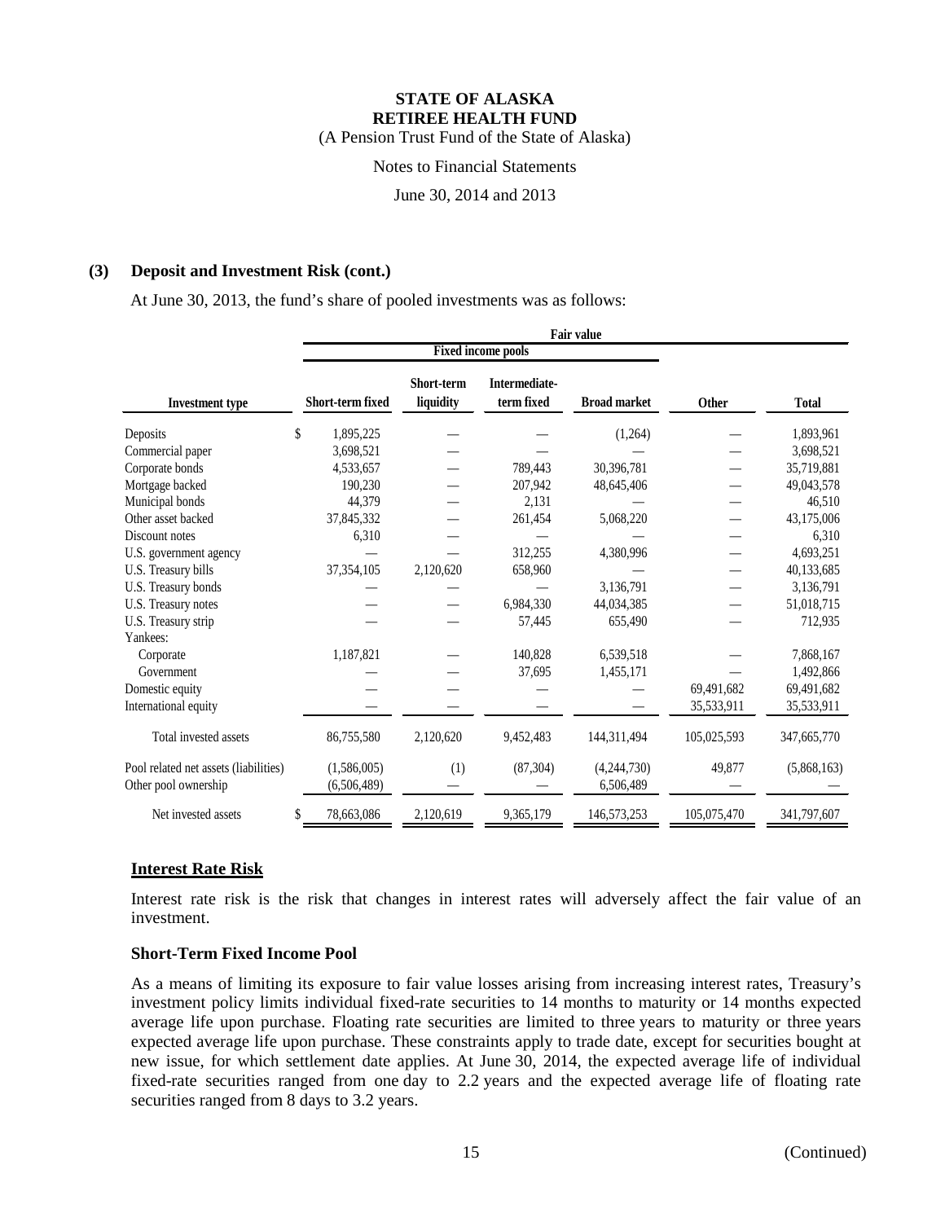## (3) Deposit and Investment Risk (cont.)

At June 30, 2013, the fund's share of pooled investments was as follows:

| | Fair value | | | | | |
|---|---|---|---|---|---|---|
| | Fixed income pools | | | | | |
| **Investment type** | **Short-term fixed** | **Short-term liquidity** | **Intermediate-term fixed** | **Broad market** | **Other** | **Total** |
| Deposits | $ 1,895,225 | — | — | (1,264) | — | 1,893,961 |
| Commercial paper | 3,698,521 | — | — | — | — | 3,698,521 |
| Corporate bonds | 4,533,657 | — | 789,443 | 30,396,781 | — | 35,719,881 |
| Mortgage backed | 190,230 | — | 207,942 | 48,645,406 | — | 49,043,578 |
| Municipal bonds | 44,379 | — | 2,131 | — | — | 46,510 |
| Other asset backed | 37,845,332 | — | 261,454 | 5,068,220 | — | 43,175,006 |
| Discount notes | 6,310 | — | — | — | — | 6,310 |
| U.S. government agency | — | — | 312,255 | 4,380,996 | — | 4,693,251 |
| U.S. Treasury bills | 37,354,105 | 2,120,620 | 658,960 | — | — | 40,133,685 |
| U.S. Treasury bonds | — | — | — | 3,136,791 | — | 3,136,791 |
| U.S. Treasury notes | — | — | 6,984,330 | 44,034,385 | — | 51,018,715 |
| U.S. Treasury strip | — | — | 57,445 | 655,490 | — | 712,935 |
| Yankees: | | | | | | |
| Corporate | 1,187,821 | — | 140,828 | 6,539,518 | — | 7,868,167 |
| Government | — | — | 37,695 | 1,455,171 | — | 1,492,866 |
| Domestic equity | — | — | — | — | 69,491,682 | 69,491,682 |
| International equity | — | — | — | — | 35,533,911 | 35,533,911 |
| Total invested assets | 86,755,580 | 2,120,620 | 9,452,483 | 144,311,494 | 105,025,593 | 347,665,770 |
| Pool related net assets (liabilities) | (1,586,005) | (1) | (87,304) | (4,244,730) | 49,877 | (5,868,163) |
| Other pool ownership | (6,506,489) | — | — | 6,506,489 | — | — |
| Net invested assets | $ 78,663,086 | 2,120,619 | 9,365,179 | 146,573,253 | 105,075,470 | 341,797,607 |

### Interest Rate Risk

Interest rate risk is the risk that changes in interest rates will adversely affect the fair value of an investment.

#### Short-Term Fixed Income Pool

As a means of limiting its exposure to fair value losses arising from increasing interest rates, Treasury's investment policy limits individual fixed-rate securities to 14 months to maturity or 14 months expected average life upon purchase. Floating rate securities are limited to three years to maturity or three years expected average life upon purchase. These constraints apply to trade date, except for securities bought at new issue, for which settlement date applies. At June 30, 2014, the expected average life of individual fixed-rate securities ranged from one day to 2.2 years and the expected average life of floating rate securities ranged from 8 days to 3.2 years.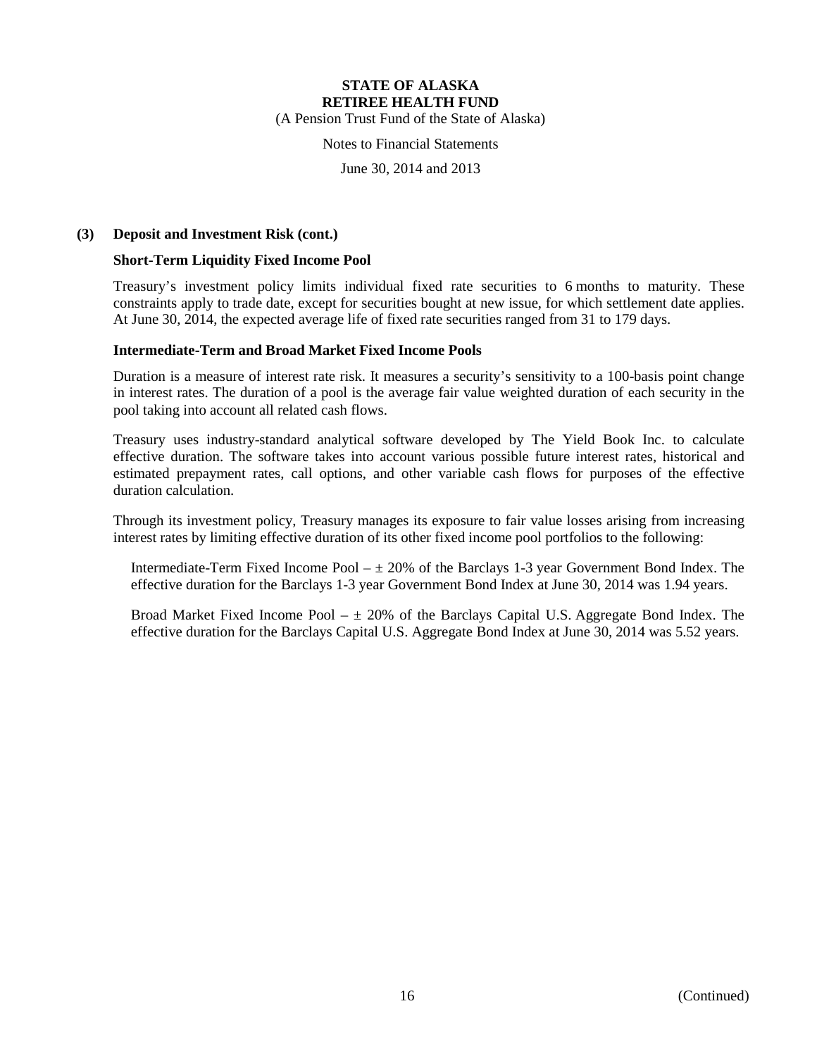### (3) Deposit and Investment Risk (cont.)

#### Short-Term Liquidity Fixed Income Pool

Treasury's investment policy limits individual fixed rate securities to 6 months to maturity. These constraints apply to trade date, except for securities bought at new issue, for which settlement date applies. At June 30, 2014, the expected average life of fixed rate securities ranged from 31 to 179 days.

#### Intermediate-Term and Broad Market Fixed Income Pools

Duration is a measure of interest rate risk. It measures a security's sensitivity to a 100-basis point change in interest rates. The duration of a pool is the average fair value weighted duration of each security in the pool taking into account all related cash flows.

Treasury uses industry-standard analytical software developed by The Yield Book Inc. to calculate effective duration. The software takes into account various possible future interest rates, historical and estimated prepayment rates, call options, and other variable cash flows for purposes of the effective duration calculation.

Through its investment policy, Treasury manages its exposure to fair value losses arising from increasing interest rates by limiting effective duration of its other fixed income pool portfolios to the following:

Intermediate-Term Fixed Income Pool – ± 20% of the Barclays 1-3 year Government Bond Index. The effective duration for the Barclays 1-3 year Government Bond Index at June 30, 2014 was 1.94 years.

Broad Market Fixed Income Pool – ± 20% of the Barclays Capital U.S. Aggregate Bond Index. The effective duration for the Barclays Capital U.S. Aggregate Bond Index at June 30, 2014 was 5.52 years.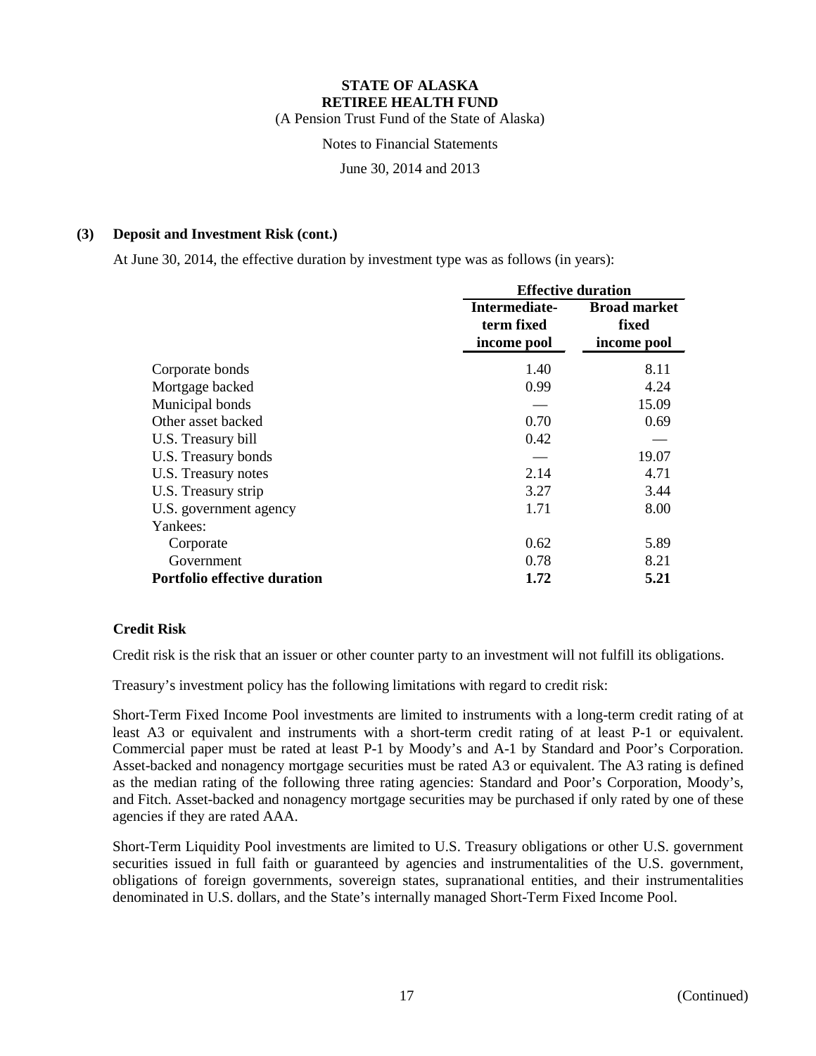### (3) Deposit and Investment Risk (cont.)

At June 30, 2014, the effective duration by investment type was as follows (in years):

| | Effective duration | |
|---|---|---|
| | Intermediate-term fixed income pool | Broad market fixed income pool |
| Corporate bonds | 1.40 | 8.11 |
| Mortgage backed | 0.99 | 4.24 |
| Municipal bonds | — | 15.09 |
| Other asset backed | 0.70 | 0.69 |
| U.S. Treasury bill | 0.42 | — |
| U.S. Treasury bonds | — | 19.07 |
| U.S. Treasury notes | 2.14 | 4.71 |
| U.S. Treasury strip | 3.27 | 3.44 |
| U.S. government agency | 1.71 | 8.00 |
| Yankees: | | |
| Corporate | 0.62 | 5.89 |
| Government | 0.78 | 8.21 |
| **Portfolio effective duration** | **1.72** | **5.21** |

#### Credit Risk

Credit risk is the risk that an issuer or other counter party to an investment will not fulfill its obligations.

Treasury's investment policy has the following limitations with regard to credit risk:

Short-Term Fixed Income Pool investments are limited to instruments with a long-term credit rating of at least A3 or equivalent and instruments with a short-term credit rating of at least P-1 or equivalent. Commercial paper must be rated at least P-1 by Moody's and A-1 by Standard and Poor's Corporation. Asset-backed and nonagency mortgage securities must be rated A3 or equivalent. The A3 rating is defined as the median rating of the following three rating agencies: Standard and Poor's Corporation, Moody's, and Fitch. Asset-backed and nonagency mortgage securities may be purchased if only rated by one of these agencies if they are rated AAA.

Short-Term Liquidity Pool investments are limited to U.S. Treasury obligations or other U.S. government securities issued in full faith or guaranteed by agencies and instrumentalities of the U.S. government, obligations of foreign governments, sovereign states, supranational entities, and their instrumentalities denominated in U.S. dollars, and the State's internally managed Short-Term Fixed Income Pool.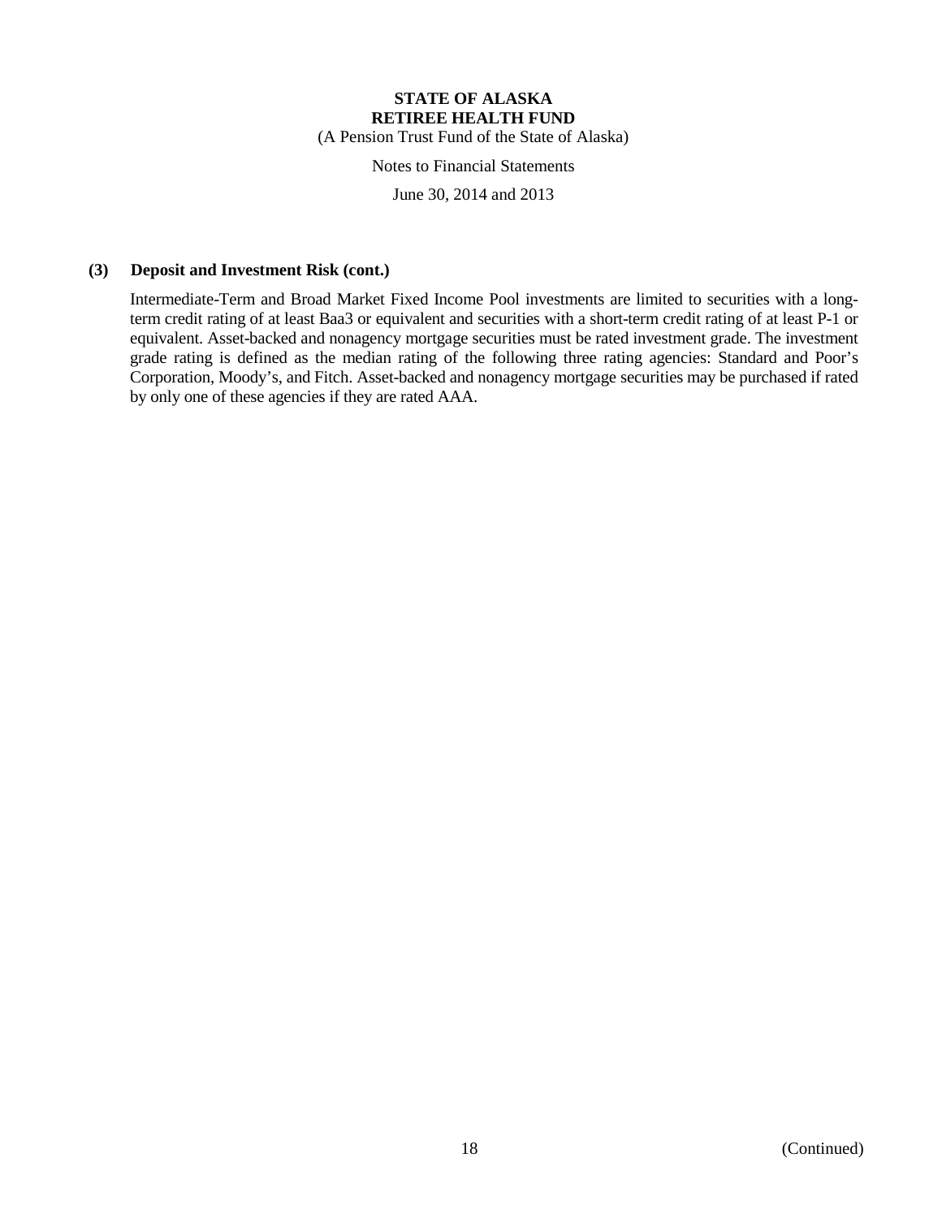## (3) Deposit and Investment Risk (cont.)

Intermediate-Term and Broad Market Fixed Income Pool investments are limited to securities with a long-term credit rating of at least Baa3 or equivalent and securities with a short-term credit rating of at least P-1 or equivalent. Asset-backed and nonagency mortgage securities must be rated investment grade. The investment grade rating is defined as the median rating of the following three rating agencies: Standard and Poor's Corporation, Moody's, and Fitch. Asset-backed and nonagency mortgage securities may be purchased if rated by only one of these agencies if they are rated AAA.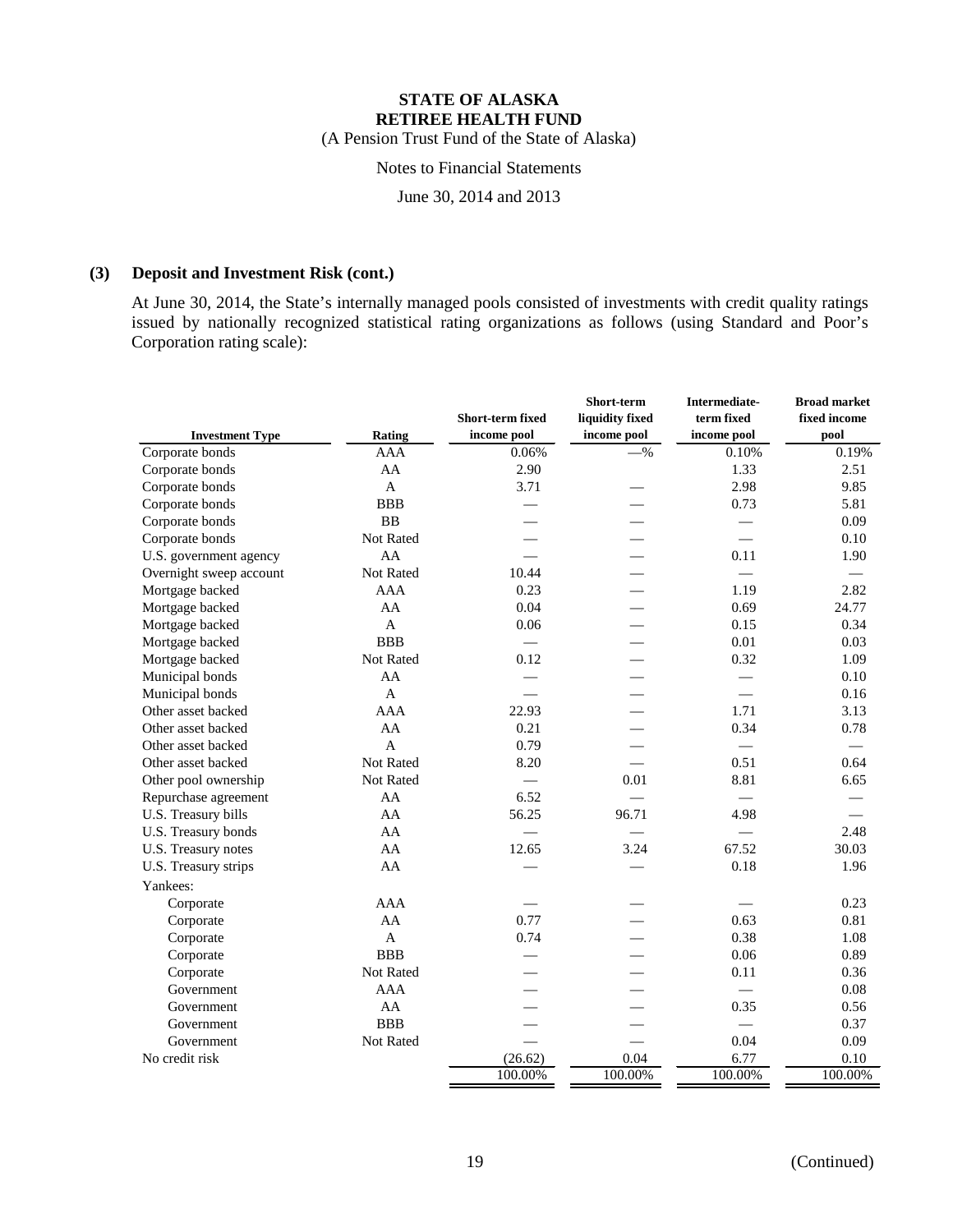### (3) Deposit and Investment Risk (cont.)

At June 30, 2014, the State's internally managed pools consisted of investments with credit quality ratings issued by nationally recognized statistical rating organizations as follows (using Standard and Poor's Corporation rating scale):

| Investment Type | Rating | Short-term fixed income pool | Short-term liquidity fixed income pool | Intermediate-term fixed income pool | Broad market fixed income pool |
|---|---|---|---|---|---|
| Corporate bonds | AAA | 0.06% | —% | 0.10% | 0.19% |
| Corporate bonds | AA | 2.90 | | 1.33 | 2.51 |
| Corporate bonds | A | 3.71 | — | 2.98 | 9.85 |
| Corporate bonds | BBB | — | — | 0.73 | 5.81 |
| Corporate bonds | BB | — | — | — | 0.09 |
| Corporate bonds | Not Rated | — | — | — | 0.10 |
| U.S. government agency | AA | — | — | 0.11 | 1.90 |
| Overnight sweep account | Not Rated | 10.44 | — | — | — |
| Mortgage backed | AAA | 0.23 | — | 1.19 | 2.82 |
| Mortgage backed | AA | 0.04 | — | 0.69 | 24.77 |
| Mortgage backed | A | 0.06 | — | 0.15 | 0.34 |
| Mortgage backed | BBB | — | — | 0.01 | 0.03 |
| Mortgage backed | Not Rated | 0.12 | — | 0.32 | 1.09 |
| Municipal bonds | AA | — | — | — | 0.10 |
| Municipal bonds | A | — | — | — | 0.16 |
| Other asset backed | AAA | 22.93 | — | 1.71 | 3.13 |
| Other asset backed | AA | 0.21 | — | 0.34 | 0.78 |
| Other asset backed | A | 0.79 | — | — | — |
| Other asset backed | Not Rated | 8.20 | — | 0.51 | 0.64 |
| Other pool ownership | Not Rated | — | 0.01 | 8.81 | 6.65 |
| Repurchase agreement | AA | 6.52 | — | — | — |
| U.S. Treasury bills | AA | 56.25 | 96.71 | 4.98 | — |
| U.S. Treasury bonds | AA | — | — | — | 2.48 |
| U.S. Treasury notes | AA | 12.65 | 3.24 | 67.52 | 30.03 |
| U.S. Treasury strips | AA | — | — | 0.18 | 1.96 |
| Yankees: | | | | | |
| Corporate | AAA | — | — | — | 0.23 |
| Corporate | AA | 0.77 | — | 0.63 | 0.81 |
| Corporate | A | 0.74 | — | 0.38 | 1.08 |
| Corporate | BBB | — | — | 0.06 | 0.89 |
| Corporate | Not Rated | — | — | 0.11 | 0.36 |
| Government | AAA | — | — | — | 0.08 |
| Government | AA | — | — | 0.35 | 0.56 |
| Government | BBB | — | — | — | 0.37 |
| Government | Not Rated | — | — | 0.04 | 0.09 |
| No credit risk | | (26.62) | 0.04 | 6.77 | 0.10 |
| | | 100.00% | 100.00% | 100.00% | 100.00% |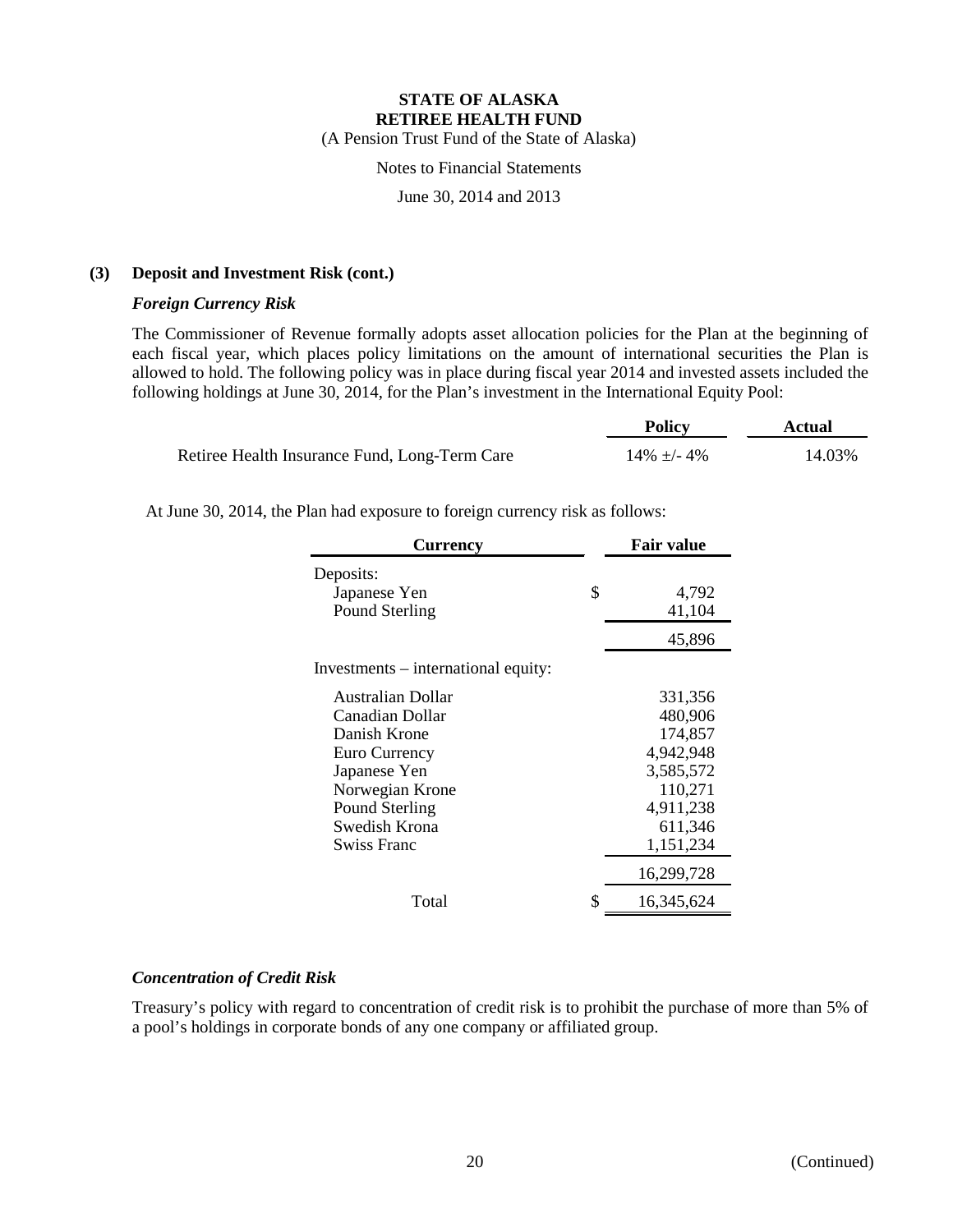**STATE OF ALASKA**
**RETIREE HEALTH FUND**
(A Pension Trust Fund of the State of Alaska)

Notes to Financial Statements

June 30, 2014 and 2013

**(3) Deposit and Investment Risk (cont.)**

***Foreign Currency Risk***

The Commissioner of Revenue formally adopts asset allocation policies for the Plan at the beginning of each fiscal year, which places policy limitations on the amount of international securities the Plan is allowed to hold. The following policy was in place during fiscal year 2014 and invested assets included the following holdings at June 30, 2014, for the Plan's investment in the International Equity Pool:

| | Policy | Actual |
|---|---|---|
| Retiree Health Insurance Fund, Long-Term Care | 14% ±/- 4% | 14.03% |

At June 30, 2014, the Plan had exposure to foreign currency risk as follows:

| Currency | Fair value |
|---|---|
| Deposits: | |
| Japanese Yen | $ 4,792 |
| Pound Sterling | 41,104 |
| | 45,896 |
| Investments – international equity: | |
| Australian Dollar | 331,356 |
| Canadian Dollar | 480,906 |
| Danish Krone | 174,857 |
| Euro Currency | 4,942,948 |
| Japanese Yen | 3,585,572 |
| Norwegian Krone | 110,271 |
| Pound Sterling | 4,911,238 |
| Swedish Krona | 611,346 |
| Swiss Franc | 1,151,234 |
| | 16,299,728 |
| Total | $ 16,345,624 |

***Concentration of Credit Risk***

Treasury's policy with regard to concentration of credit risk is to prohibit the purchase of more than 5% of a pool's holdings in corporate bonds of any one company or affiliated group.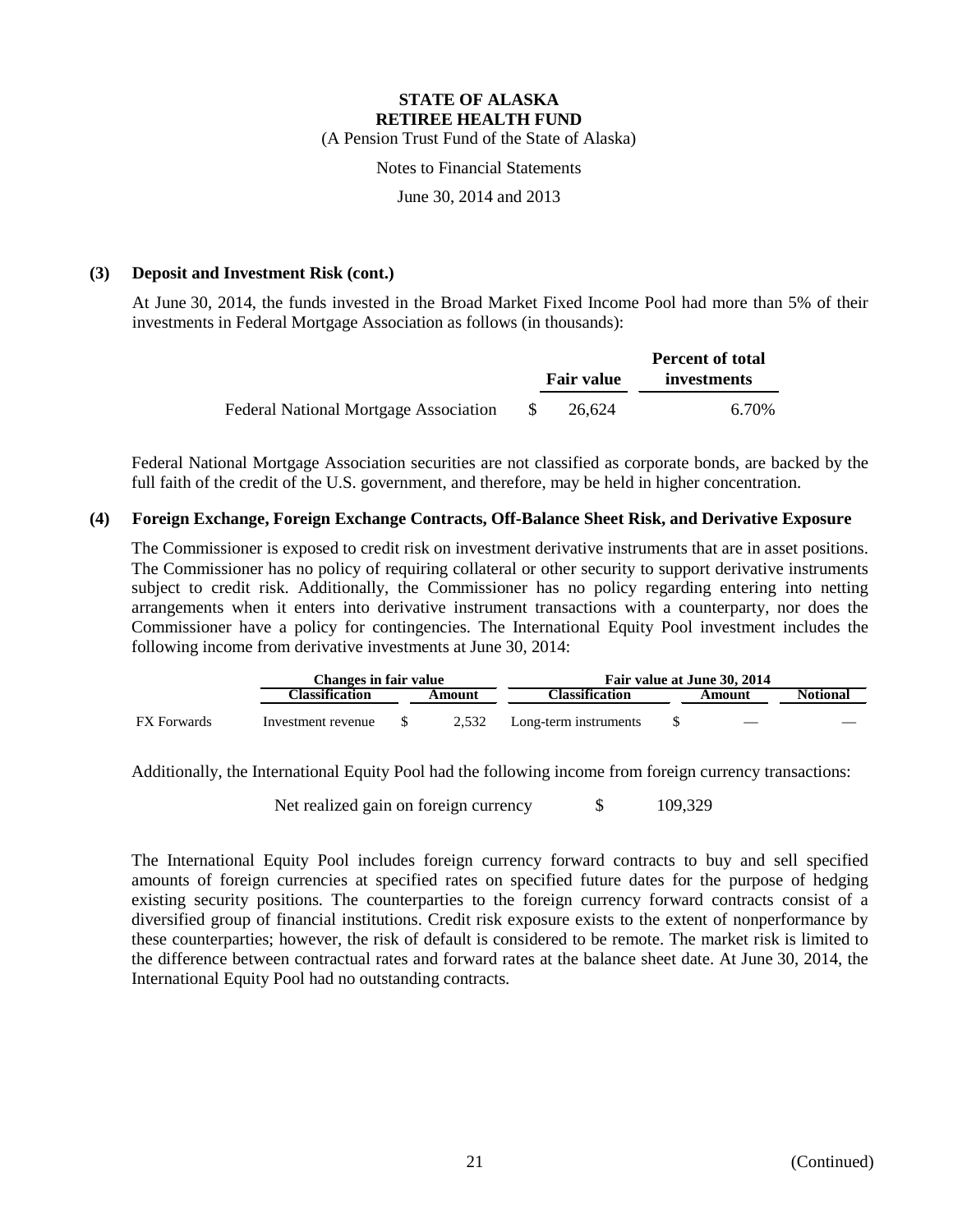**STATE OF ALASKA**
**RETIREE HEALTH FUND**
(A Pension Trust Fund of the State of Alaska)

Notes to Financial Statements

June 30, 2014 and 2013

### (3) Deposit and Investment Risk (cont.)

At June 30, 2014, the funds invested in the Broad Market Fixed Income Pool had more than 5% of their investments in Federal Mortgage Association as follows (in thousands):

| | Fair value | Percent of total investments |
|---|---|---|
| Federal National Mortgage Association | $ 26,624 | 6.70% |

Federal National Mortgage Association securities are not classified as corporate bonds, are backed by the full faith of the credit of the U.S. government, and therefore, may be held in higher concentration.

### (4) Foreign Exchange, Foreign Exchange Contracts, Off-Balance Sheet Risk, and Derivative Exposure

The Commissioner is exposed to credit risk on investment derivative instruments that are in asset positions. The Commissioner has no policy of requiring collateral or other security to support derivative instruments subject to credit risk. Additionally, the Commissioner has no policy regarding entering into netting arrangements when it enters into derivative instrument transactions with a counterparty, nor does the Commissioner have a policy for contingencies. The International Equity Pool investment includes the following income from derivative investments at June 30, 2014:

| | Changes in fair value | | Fair value at June 30, 2014 | | |
|---|---|---|---|---|---|
| | Classification | Amount | Classification | Amount | Notional |
| FX Forwards | Investment revenue | $ 2,532 | Long-term instruments | $ — | — |

Additionally, the International Equity Pool had the following income from foreign currency transactions:

| | |
|---|---|
| Net realized gain on foreign currency | $ 109,329 |

The International Equity Pool includes foreign currency forward contracts to buy and sell specified amounts of foreign currencies at specified rates on specified future dates for the purpose of hedging existing security positions. The counterparties to the foreign currency forward contracts consist of a diversified group of financial institutions. Credit risk exposure exists to the extent of nonperformance by these counterparties; however, the risk of default is considered to be remote. The market risk is limited to the difference between contractual rates and forward rates at the balance sheet date. At June 30, 2014, the International Equity Pool had no outstanding contracts.

(Continued)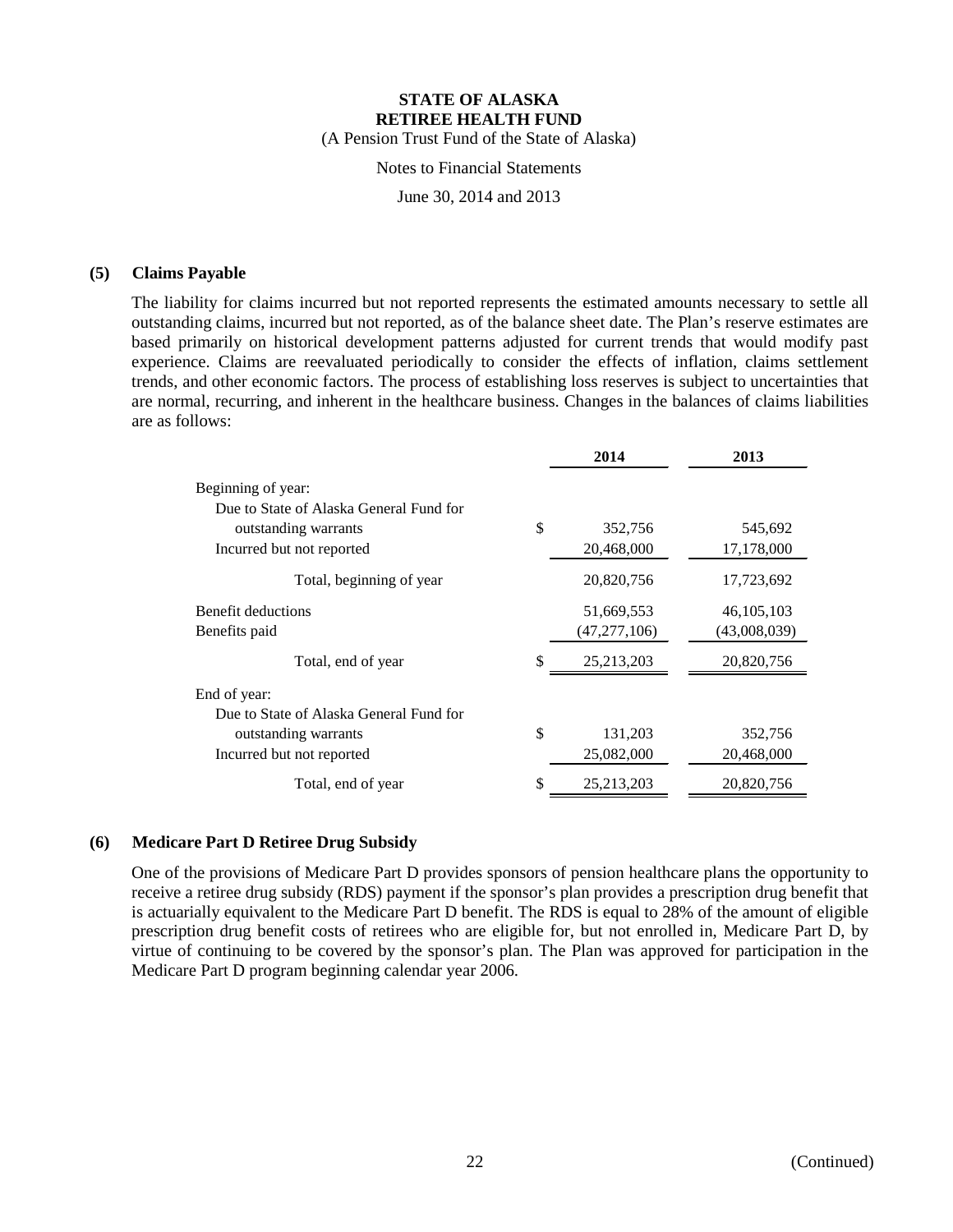## (5) Claims Payable

The liability for claims incurred but not reported represents the estimated amounts necessary to settle all outstanding claims, incurred but not reported, as of the balance sheet date. The Plan's reserve estimates are based primarily on historical development patterns adjusted for current trends that would modify past experience. Claims are reevaluated periodically to consider the effects of inflation, claims settlement trends, and other economic factors. The process of establishing loss reserves is subject to uncertainties that are normal, recurring, and inherent in the healthcare business. Changes in the balances of claims liabilities are as follows:

| | 2014 | 2013 |
|---|---|---|
| Beginning of year: | | |
| Due to State of Alaska General Fund for outstanding warrants | $ 352,756 | 545,692 |
| Incurred but not reported | 20,468,000 | 17,178,000 |
| Total, beginning of year | 20,820,756 | 17,723,692 |
| Benefit deductions | 51,669,553 | 46,105,103 |
| Benefits paid | (47,277,106) | (43,008,039) |
| Total, end of year | $ 25,213,203 | 20,820,756 |
| End of year: | | |
| Due to State of Alaska General Fund for outstanding warrants | $ 131,203 | 352,756 |
| Incurred but not reported | 25,082,000 | 20,468,000 |
| Total, end of year | $ 25,213,203 | 20,820,756 |

## (6) Medicare Part D Retiree Drug Subsidy

One of the provisions of Medicare Part D provides sponsors of pension healthcare plans the opportunity to receive a retiree drug subsidy (RDS) payment if the sponsor's plan provides a prescription drug benefit that is actuarially equivalent to the Medicare Part D benefit. The RDS is equal to 28% of the amount of eligible prescription drug benefit costs of retirees who are eligible for, but not enrolled in, Medicare Part D, by virtue of continuing to be covered by the sponsor's plan. The Plan was approved for participation in the Medicare Part D program beginning calendar year 2006.

(Continued)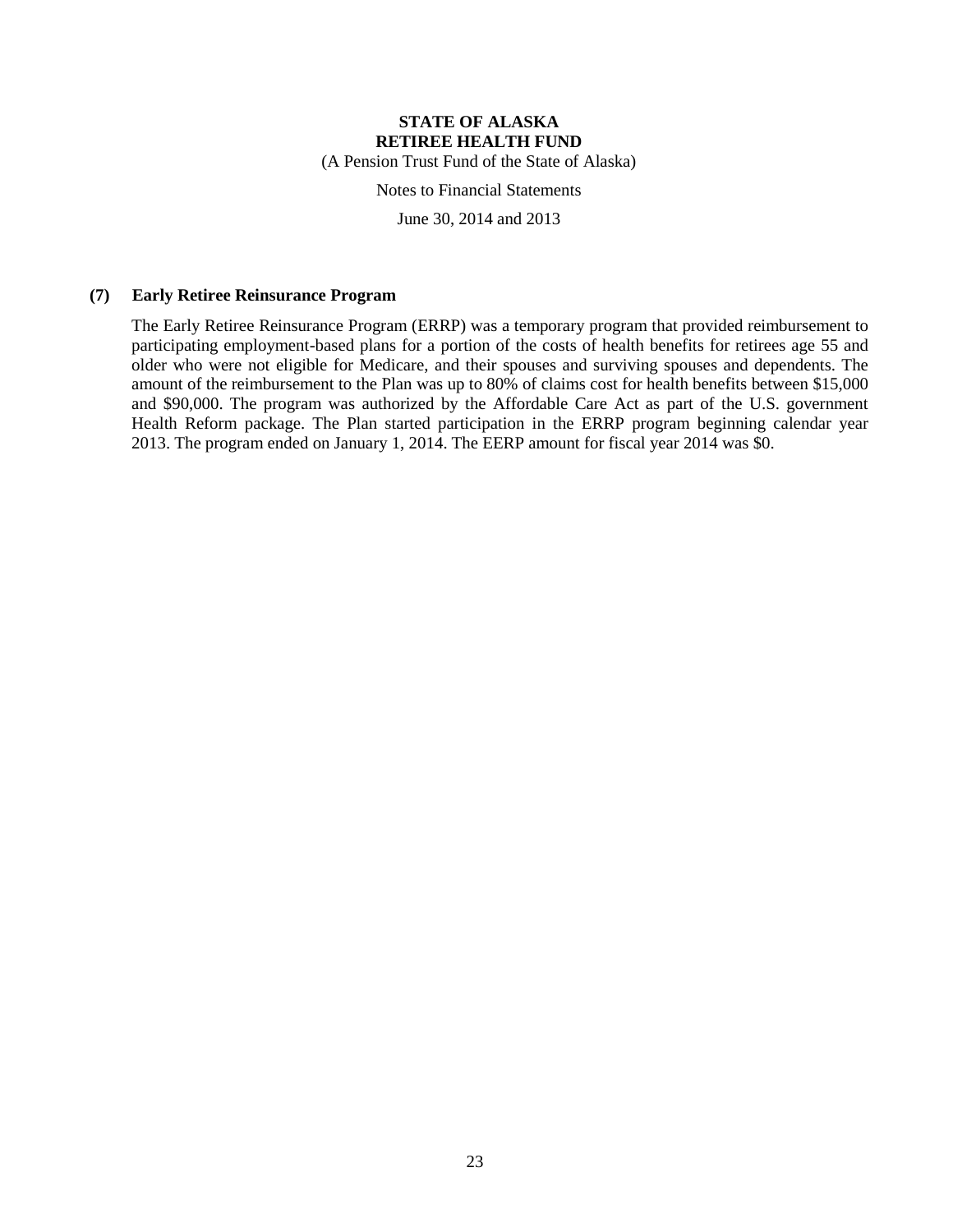**STATE OF ALASKA**
**RETIREE HEALTH FUND**
(A Pension Trust Fund of the State of Alaska)

Notes to Financial Statements

June 30, 2014 and 2013

## (7) Early Retiree Reinsurance Program

The Early Retiree Reinsurance Program (ERRP) was a temporary program that provided reimbursement to participating employment-based plans for a portion of the costs of health benefits for retirees age 55 and older who were not eligible for Medicare, and their spouses and surviving spouses and dependents. The amount of the reimbursement to the Plan was up to 80% of claims cost for health benefits between $15,000 and $90,000. The program was authorized by the Affordable Care Act as part of the U.S. government Health Reform package. The Plan started participation in the ERRP program beginning calendar year 2013. The program ended on January 1, 2014. The EERP amount for fiscal year 2014 was $0.